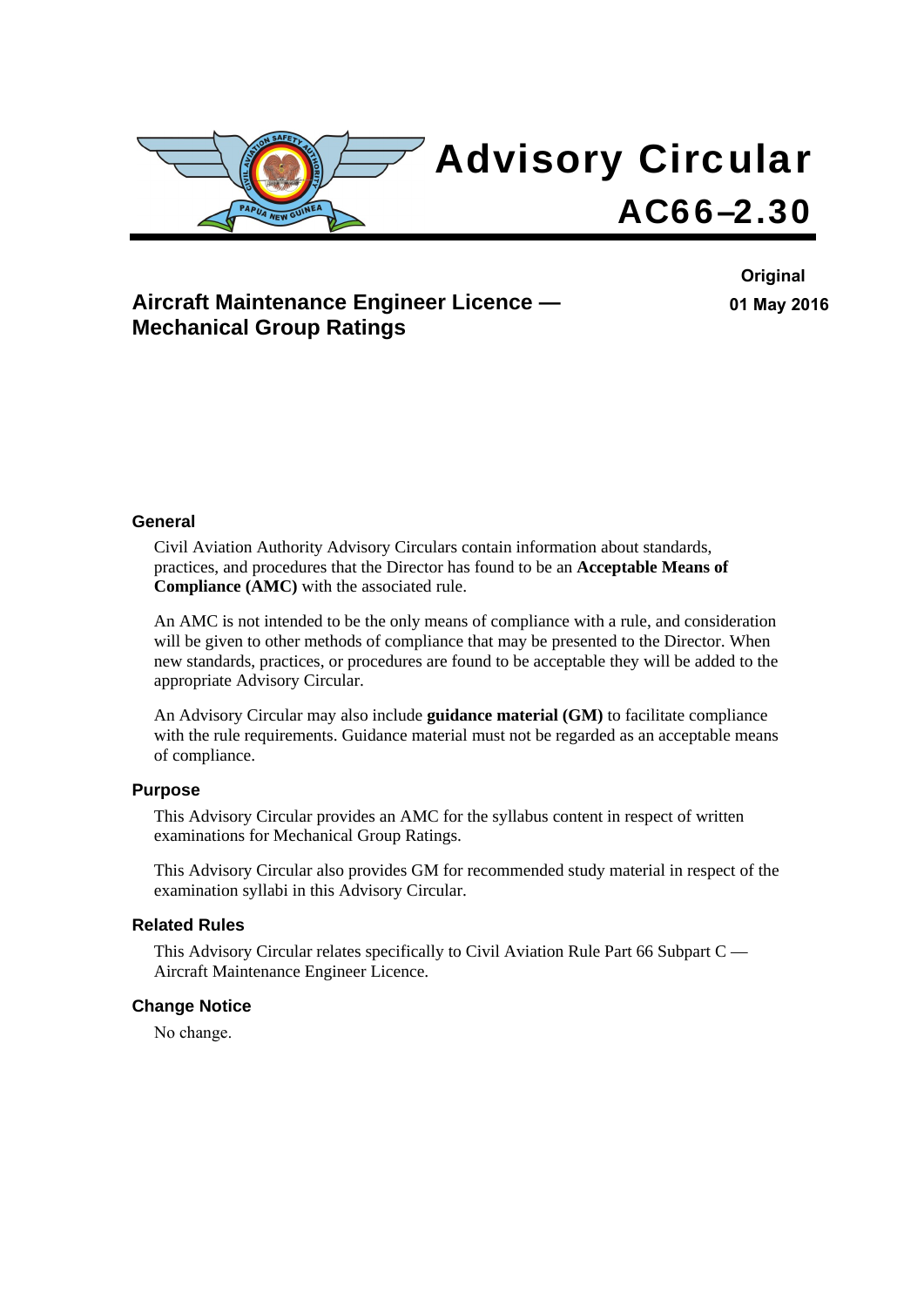# Advisory Circular

# AC66–2.30

**Original**

**01 May 2016**

## Aircraft Maintenance Engineer Licence — Mechanical Group Ratings

### General

Civil Aviation Authority Advisory Circulars contain information about standards, practices, and procedures that the Director has found to be an **Acceptable Means of Compliance (AMC)** with the associated rule.

An AMC is not intended to be the only means of compliance with a rule, and consideration will be given to other methods of compliance that may be presented to the Director. When new standards, practices, or procedures are found to be acceptable they will be added to the appropriate Advisory Circular.

An Advisory Circular may also include **guidance material (GM)** to facilitate compliance with the rule requirements. Guidance material must not be regarded as an acceptable means of compliance.

### Purpose

This Advisory Circular provides an AMC for the syllabus content in respect of written examinations for Mechanical Group Ratings.

This Advisory Circular also provides GM for recommended study material in respect of the examination syllabi in this Advisory Circular.

### Related Rules

This Advisory Circular relates specifically to Civil Aviation Rule Part 66 Subpart C — Aircraft Maintenance Engineer Licence.

### Change Notice

No change.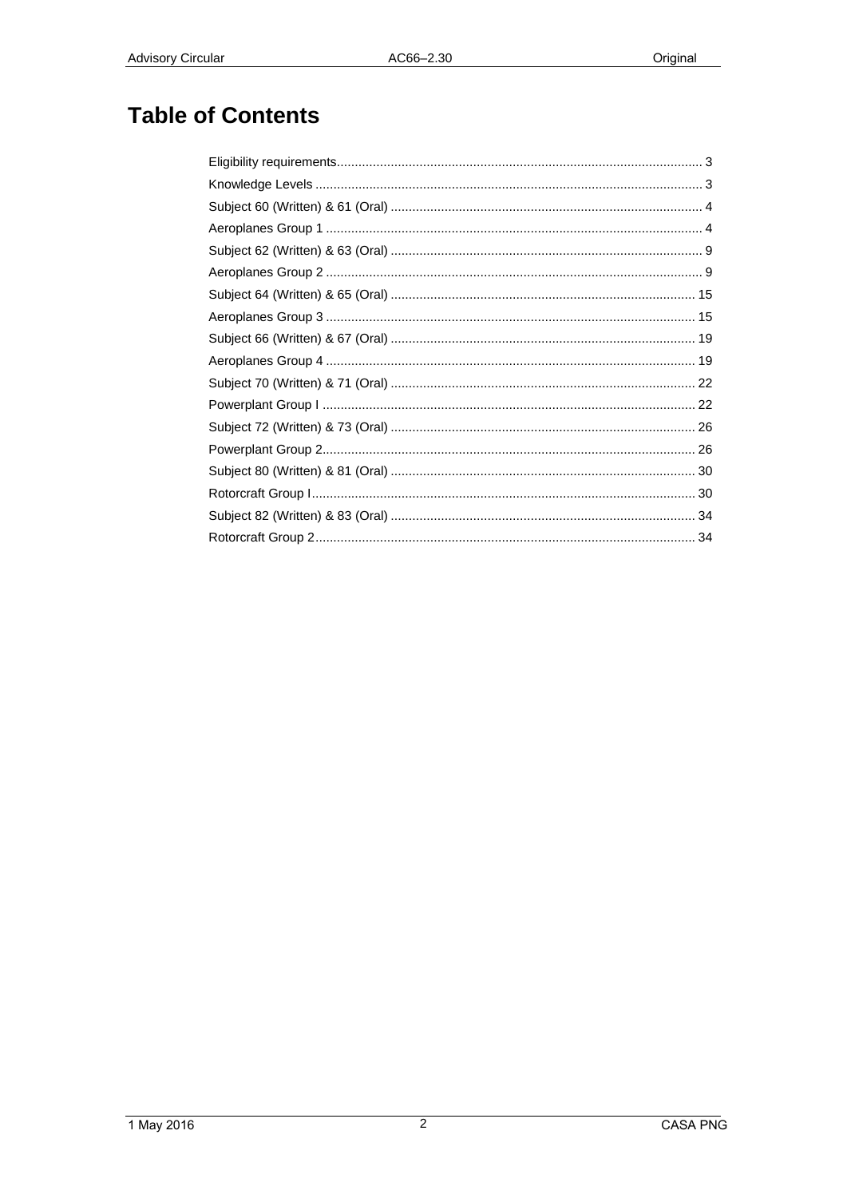# Table of Contents

Eligibility requirements ..... 3
Knowledge Levels ..... 3
Subject 60 (Written) & 61 (Oral) ..... 4
Aeroplanes Group 1 ..... 4
Subject 62 (Written) & 63 (Oral) ..... 9
Aeroplanes Group 2 ..... 9
Subject 64 (Written) & 65 (Oral) ..... 15
Aeroplanes Group 3 ..... 15
Subject 66 (Written) & 67 (Oral) ..... 19
Aeroplanes Group 4 ..... 19
Subject 70 (Written) & 71 (Oral) ..... 22
Powerplant Group I ..... 22
Subject 72 (Written) & 73 (Oral) ..... 26
Powerplant Group 2 ..... 26
Subject 80 (Written) & 81 (Oral) ..... 30
Rotorcraft Group I ..... 30
Subject 82 (Written) & 83 (Oral) ..... 34
Rotorcraft Group 2 ..... 34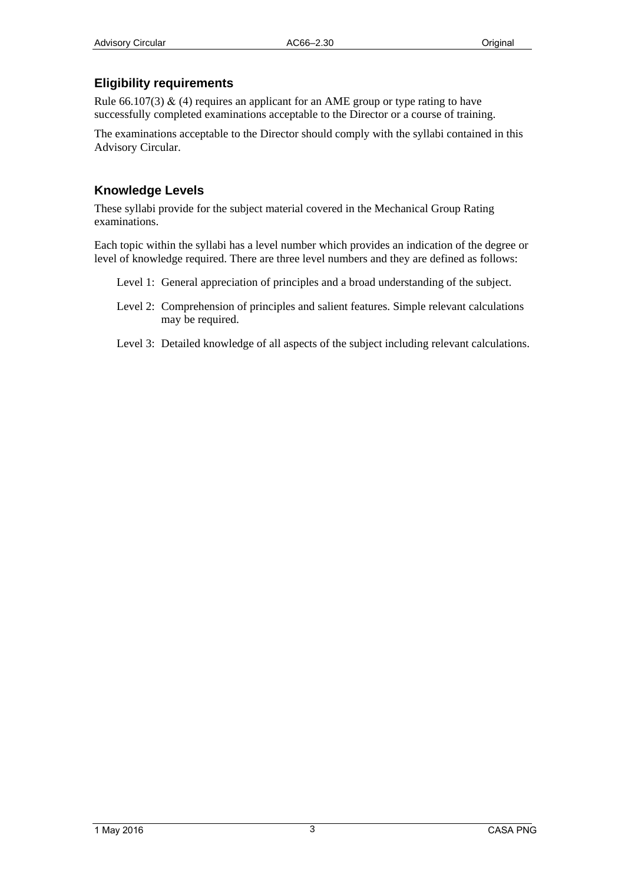## Eligibility requirements

Rule 66.107(3) & (4) requires an applicant for an AME group or type rating to have successfully completed examinations acceptable to the Director or a course of training.

The examinations acceptable to the Director should comply with the syllabi contained in this Advisory Circular.

## Knowledge Levels

These syllabi provide for the subject material covered in the Mechanical Group Rating examinations.

Each topic within the syllabi has a level number which provides an indication of the degree or level of knowledge required. There are three level numbers and they are defined as follows:

Level 1: General appreciation of principles and a broad understanding of the subject.

Level 2: Comprehension of principles and salient features. Simple relevant calculations may be required.

Level 3: Detailed knowledge of all aspects of the subject including relevant calculations.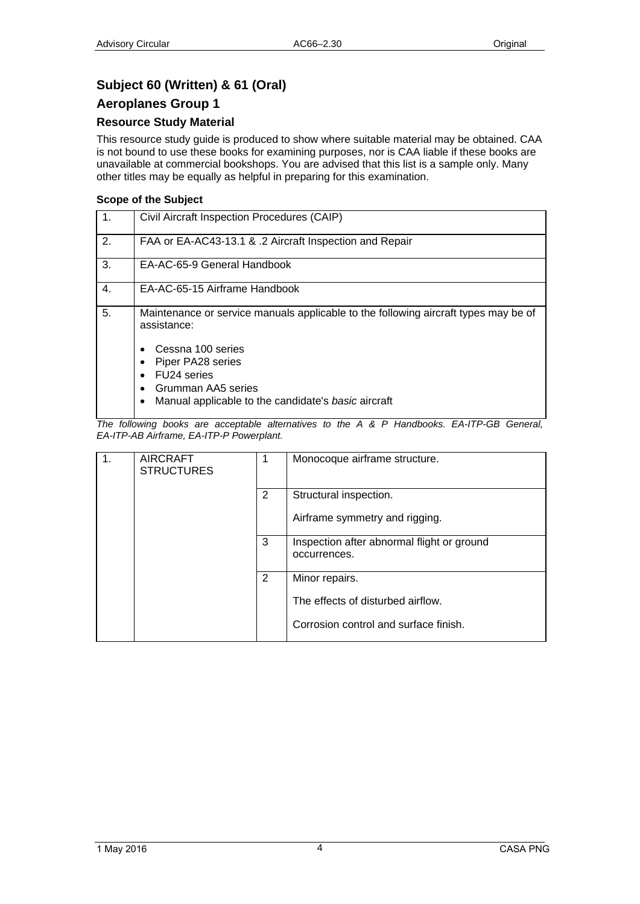## Subject 60 (Written) & 61 (Oral)

## Aeroplanes Group 1

### Resource Study Material

This resource study guide is produced to show where suitable material may be obtained. CAA is not bound to use these books for examining purposes, nor is CAA liable if these books are unavailable at commercial bookshops. You are advised that this list is a sample only. Many other titles may be equally as helpful in preparing for this examination.

**Scope of the Subject**

| | |
|---|---|
| 1. | Civil Aircraft Inspection Procedures (CAIP) |
| 2. | FAA or EA-AC43-13.1 & .2 Aircraft Inspection and Repair |
| 3. | EA-AC-65-9 General Handbook |
| 4. | EA-AC-65-15 Airframe Handbook |
| 5. | Maintenance or service manuals applicable to the following aircraft types may be of assistance:<br>• Cessna 100 series<br>• Piper PA28 series<br>• FU24 series<br>• Grumman AA5 series<br>• Manual applicable to the candidate's *basic* aircraft |

*The following books are acceptable alternatives to the A & P Handbooks. EA-ITP-GB General, EA-ITP-AB Airframe, EA-ITP-P Powerplant.*

| | | | |
|---|---|---|---|
| 1. | AIRCRAFT STRUCTURES | 1 | Monocoque airframe structure. |
| | | 2 | Structural inspection.<br>Airframe symmetry and rigging. |
| | | 3 | Inspection after abnormal flight or ground occurrences. |
| | | 2 | Minor repairs.<br>The effects of disturbed airflow.<br>Corrosion control and surface finish. |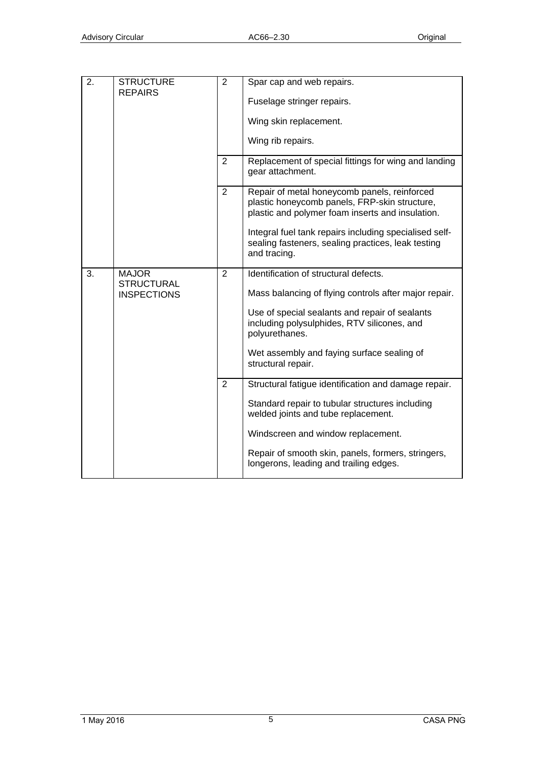| | | | |
|---|---|---|---|
| 2. | STRUCTURE REPAIRS | 2 | Spar cap and web repairs.<br><br>Fuselage stringer repairs.<br><br>Wing skin replacement.<br><br>Wing rib repairs. |
| | | 2 | Replacement of special fittings for wing and landing gear attachment. |
| | | 2 | Repair of metal honeycomb panels, reinforced plastic honeycomb panels, FRP-skin structure, plastic and polymer foam inserts and insulation.<br><br>Integral fuel tank repairs including specialised self-sealing fasteners, sealing practices, leak testing and tracing. |
| 3. | MAJOR STRUCTURAL INSPECTIONS | 2 | Identification of structural defects.<br><br>Mass balancing of flying controls after major repair.<br><br>Use of special sealants and repair of sealants including polysulphides, RTV silicones, and polyurethanes.<br><br>Wet assembly and faying surface sealing of structural repair. |
| | | 2 | Structural fatigue identification and damage repair.<br><br>Standard repair to tubular structures including welded joints and tube replacement.<br><br>Windscreen and window replacement.<br><br>Repair of smooth skin, panels, formers, stringers, longerons, leading and trailing edges. |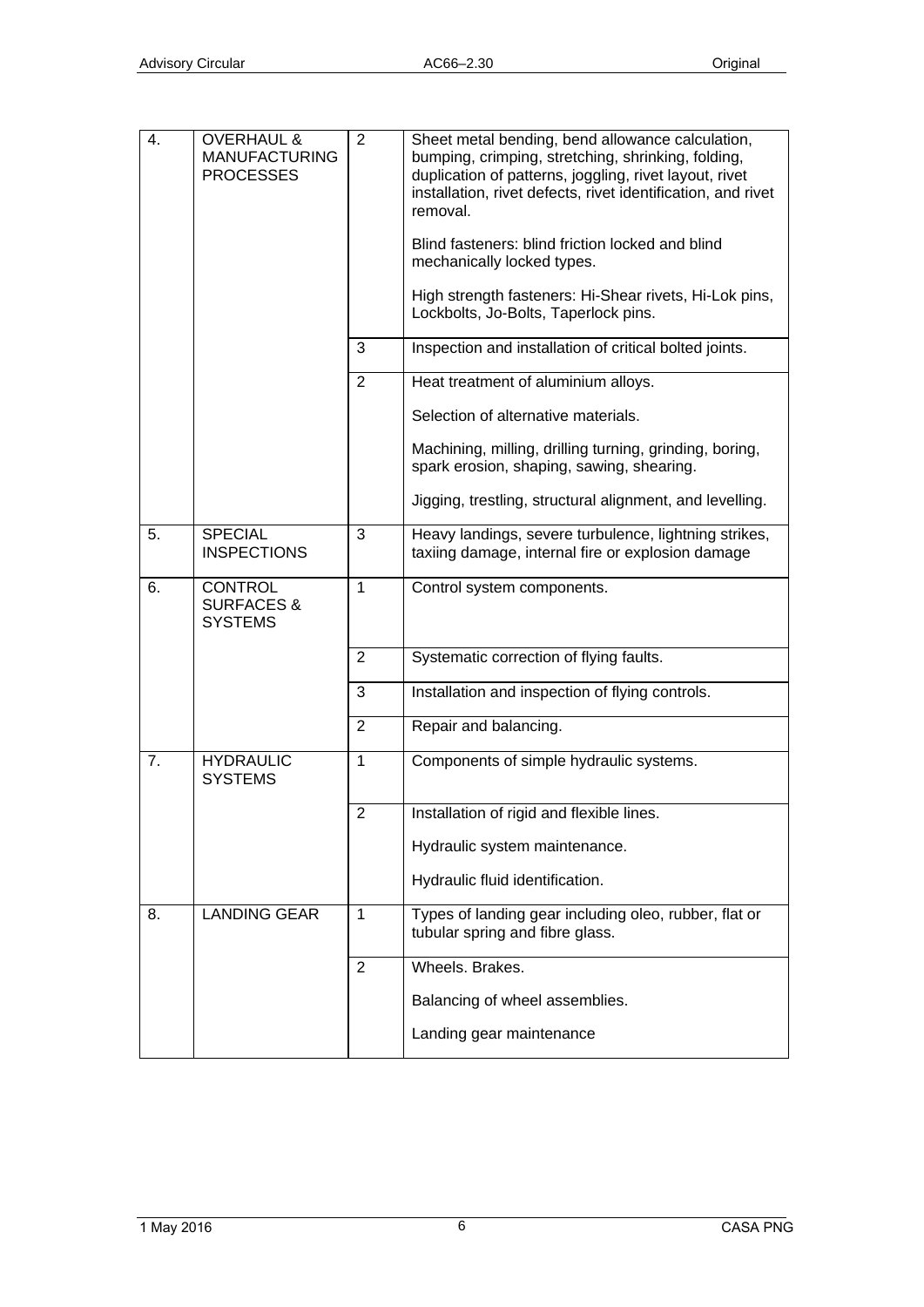| | | | |
|---|---|---|---|
| 4. | OVERHAUL & MANUFACTURING PROCESSES | 2 | Sheet metal bending, bend allowance calculation, bumping, crimping, stretching, shrinking, folding, duplication of patterns, joggling, rivet layout, rivet installation, rivet defects, rivet identification, and rivet removal.<br><br>Blind fasteners: blind friction locked and blind mechanically locked types.<br><br>High strength fasteners: Hi-Shear rivets, Hi-Lok pins, Lockbolts, Jo-Bolts, Taperlock pins. |
| | | 3 | Inspection and installation of critical bolted joints. |
| | | 2 | Heat treatment of aluminium alloys.<br><br>Selection of alternative materials.<br><br>Machining, milling, drilling turning, grinding, boring, spark erosion, shaping, sawing, shearing.<br><br>Jigging, trestling, structural alignment, and levelling. |
| 5. | SPECIAL INSPECTIONS | 3 | Heavy landings, severe turbulence, lightning strikes, taxiing damage, internal fire or explosion damage |
| 6. | CONTROL SURFACES & SYSTEMS | 1 | Control system components. |
| | | 2 | Systematic correction of flying faults. |
| | | 3 | Installation and inspection of flying controls. |
| | | 2 | Repair and balancing. |
| 7. | HYDRAULIC SYSTEMS | 1 | Components of simple hydraulic systems. |
| | | 2 | Installation of rigid and flexible lines.<br><br>Hydraulic system maintenance.<br><br>Hydraulic fluid identification. |
| 8. | LANDING GEAR | 1 | Types of landing gear including oleo, rubber, flat or tubular spring and fibre glass. |
| | | 2 | Wheels. Brakes.<br><br>Balancing of wheel assemblies.<br><br>Landing gear maintenance |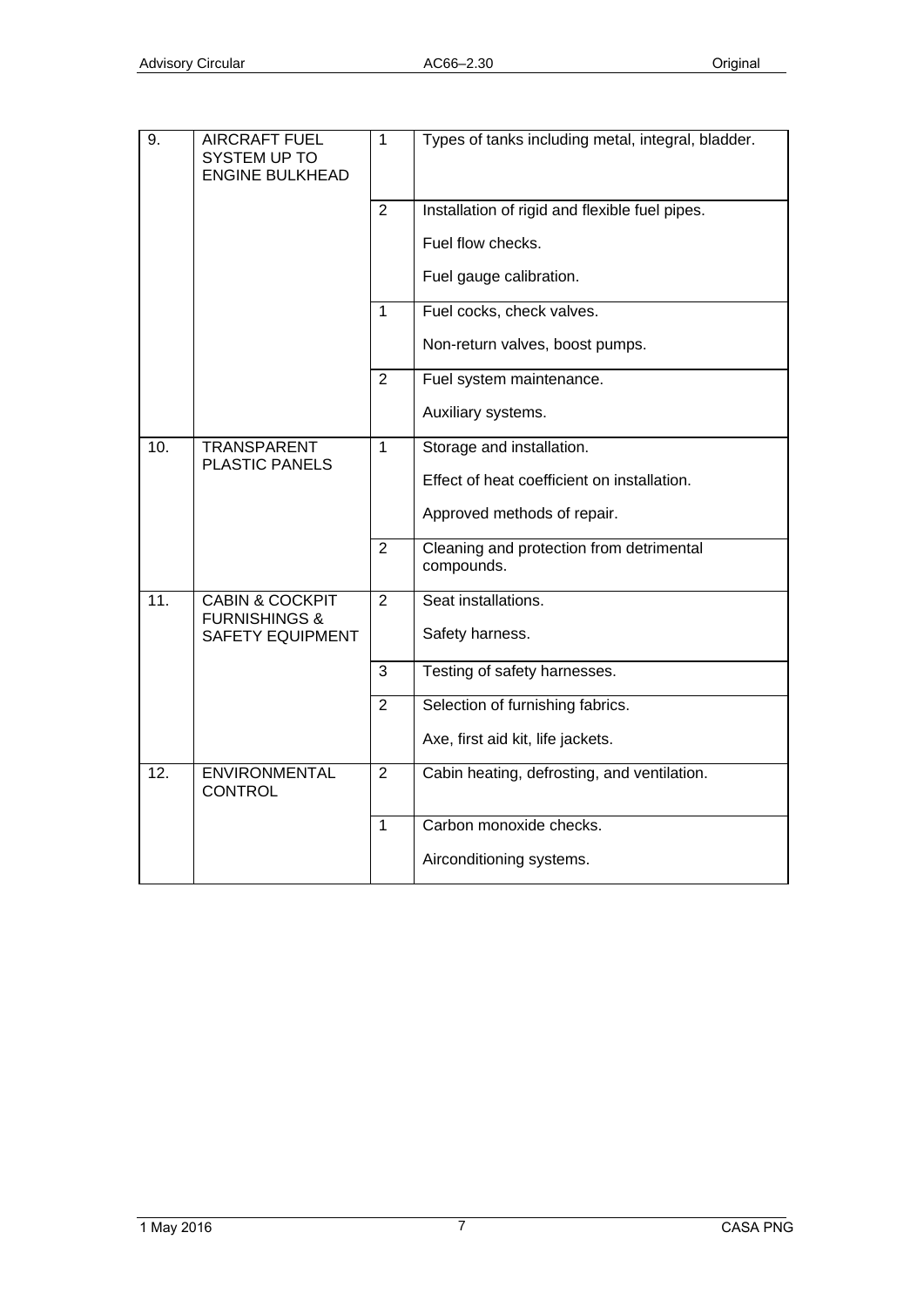| | | | |
|---|---|---|---|
| 9. | AIRCRAFT FUEL SYSTEM UP TO ENGINE BULKHEAD | 1 | Types of tanks including metal, integral, bladder. |
| | | 2 | Installation of rigid and flexible fuel pipes.<br><br>Fuel flow checks.<br><br>Fuel gauge calibration. |
| | | 1 | Fuel cocks, check valves.<br><br>Non-return valves, boost pumps. |
| | | 2 | Fuel system maintenance.<br><br>Auxiliary systems. |
| 10. | TRANSPARENT PLASTIC PANELS | 1 | Storage and installation.<br><br>Effect of heat coefficient on installation.<br><br>Approved methods of repair. |
| | | 2 | Cleaning and protection from detrimental compounds. |
| 11. | CABIN & COCKPIT FURNISHINGS & SAFETY EQUIPMENT | 2 | Seat installations.<br><br>Safety harness. |
| | | 3 | Testing of safety harnesses. |
| | | 2 | Selection of furnishing fabrics.<br><br>Axe, first aid kit, life jackets. |
| 12. | ENVIRONMENTAL CONTROL | 2 | Cabin heating, defrosting, and ventilation. |
| | | 1 | Carbon monoxide checks.<br><br>Airconditioning systems. |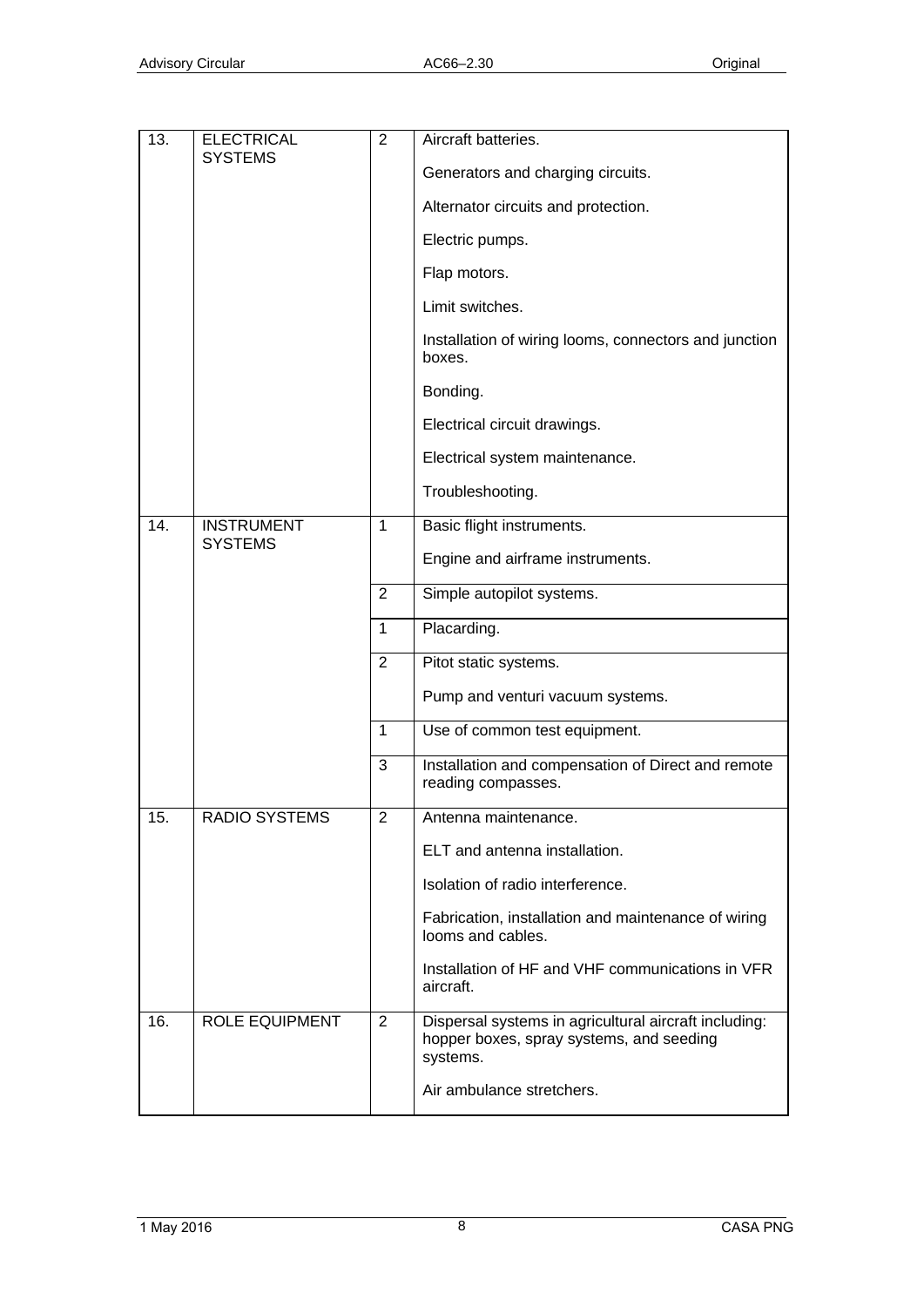| | | | |
|---|---|---|---|
| 13. | ELECTRICAL SYSTEMS | 2 | Aircraft batteries.<br><br>Generators and charging circuits.<br><br>Alternator circuits and protection.<br><br>Electric pumps.<br><br>Flap motors.<br><br>Limit switches.<br><br>Installation of wiring looms, connectors and junction boxes.<br><br>Bonding.<br><br>Electrical circuit drawings.<br><br>Electrical system maintenance.<br><br>Troubleshooting. |
| 14. | INSTRUMENT SYSTEMS | 1 | Basic flight instruments.<br><br>Engine and airframe instruments. |
| | | 2 | Simple autopilot systems. |
| | | 1 | Placarding. |
| | | 2 | Pitot static systems.<br><br>Pump and venturi vacuum systems. |
| | | 1 | Use of common test equipment. |
| | | 3 | Installation and compensation of Direct and remote reading compasses. |
| 15. | RADIO SYSTEMS | 2 | Antenna maintenance.<br><br>ELT and antenna installation.<br><br>Isolation of radio interference.<br><br>Fabrication, installation and maintenance of wiring looms and cables.<br><br>Installation of HF and VHF communications in VFR aircraft. |
| 16. | ROLE EQUIPMENT | 2 | Dispersal systems in agricultural aircraft including: hopper boxes, spray systems, and seeding systems.<br><br>Air ambulance stretchers. |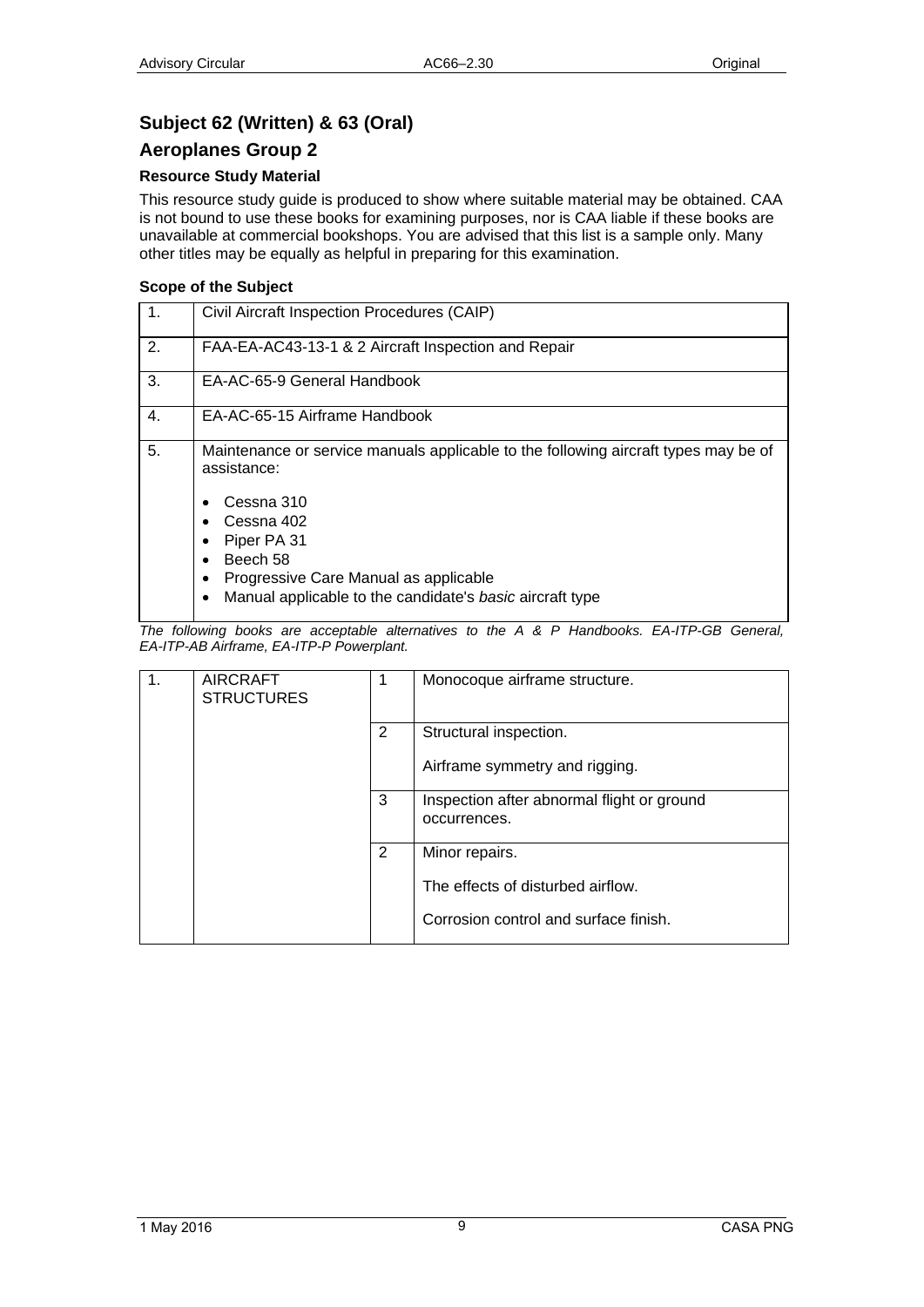## Subject 62 (Written) & 63 (Oral)

## Aeroplanes Group 2

### Resource Study Material

This resource study guide is produced to show where suitable material may be obtained. CAA is not bound to use these books for examining purposes, nor is CAA liable if these books are unavailable at commercial bookshops. You are advised that this list is a sample only. Many other titles may be equally as helpful in preparing for this examination.

### Scope of the Subject

| | |
|---|---|
| 1. | Civil Aircraft Inspection Procedures (CAIP) |
| 2. | FAA-EA-AC43-13-1 & 2 Aircraft Inspection and Repair |
| 3. | EA-AC-65-9 General Handbook |
| 4. | EA-AC-65-15 Airframe Handbook |
| 5. | Maintenance or service manuals applicable to the following aircraft types may be of assistance:<br>• Cessna 310<br>• Cessna 402<br>• Piper PA 31<br>• Beech 58<br>• Progressive Care Manual as applicable<br>• Manual applicable to the candidate's *basic* aircraft type |

*The following books are acceptable alternatives to the A & P Handbooks. EA-ITP-GB General, EA-ITP-AB Airframe, EA-ITP-P Powerplant.*

| | | | |
|---|---|---|---|
| 1. | AIRCRAFT STRUCTURES | 1 | Monocoque airframe structure. |
| | | 2 | Structural inspection.<br>Airframe symmetry and rigging. |
| | | 3 | Inspection after abnormal flight or ground occurrences. |
| | | 2 | Minor repairs.<br>The effects of disturbed airflow.<br>Corrosion control and surface finish. |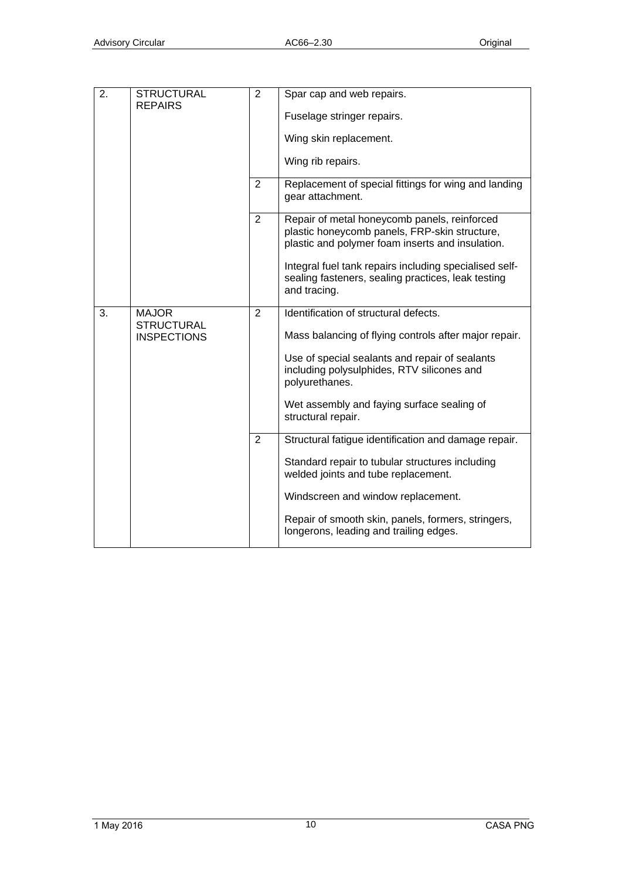| 2. | STRUCTURAL REPAIRS | 2 | Spar cap and web repairs.<br><br>Fuselage stringer repairs.<br><br>Wing skin replacement.<br><br>Wing rib repairs. |
|---|---|---|---|
| | | 2 | Replacement of special fittings for wing and landing gear attachment. |
| | | 2 | Repair of metal honeycomb panels, reinforced plastic honeycomb panels, FRP-skin structure, plastic and polymer foam inserts and insulation.<br><br>Integral fuel tank repairs including specialised self-sealing fasteners, sealing practices, leak testing and tracing. |
| 3. | MAJOR STRUCTURAL INSPECTIONS | 2 | Identification of structural defects.<br><br>Mass balancing of flying controls after major repair.<br><br>Use of special sealants and repair of sealants including polysulphides, RTV silicones and polyurethanes.<br><br>Wet assembly and faying surface sealing of structural repair. |
| | | 2 | Structural fatigue identification and damage repair.<br><br>Standard repair to tubular structures including welded joints and tube replacement.<br><br>Windscreen and window replacement.<br><br>Repair of smooth skin, panels, formers, stringers, longerons, leading and trailing edges. |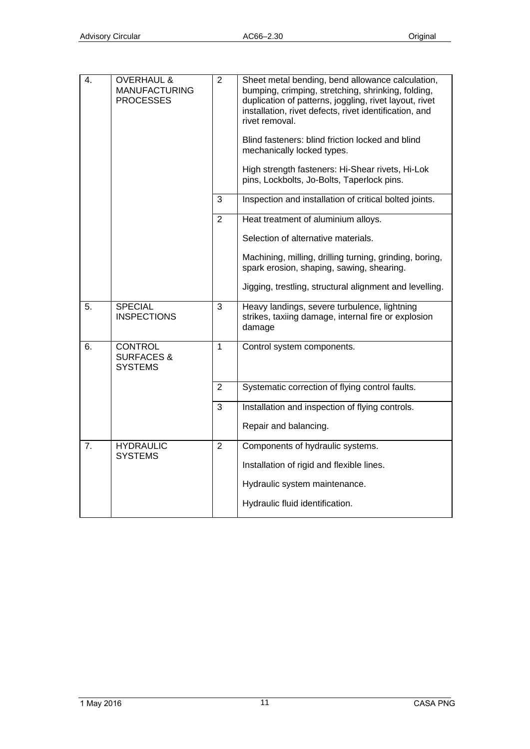| | | | |
|---|---|---|---|
| 4. | OVERHAUL & MANUFACTURING PROCESSES | 2 | Sheet metal bending, bend allowance calculation, bumping, crimping, stretching, shrinking, folding, duplication of patterns, joggling, rivet layout, rivet installation, rivet defects, rivet identification, and rivet removal.<br><br>Blind fasteners: blind friction locked and blind mechanically locked types.<br><br>High strength fasteners: Hi-Shear rivets, Hi-Lok pins, Lockbolts, Jo-Bolts, Taperlock pins. |
| | | 3 | Inspection and installation of critical bolted joints. |
| | | 2 | Heat treatment of aluminium alloys.<br><br>Selection of alternative materials.<br><br>Machining, milling, drilling turning, grinding, boring, spark erosion, shaping, sawing, shearing.<br><br>Jigging, trestling, structural alignment and levelling. |
| 5. | SPECIAL INSPECTIONS | 3 | Heavy landings, severe turbulence, lightning strikes, taxiing damage, internal fire or explosion damage |
| 6. | CONTROL SURFACES & SYSTEMS | 1 | Control system components. |
| | | 2 | Systematic correction of flying control faults. |
| | | 3 | Installation and inspection of flying controls.<br><br>Repair and balancing. |
| 7. | HYDRAULIC SYSTEMS | 2 | Components of hydraulic systems.<br><br>Installation of rigid and flexible lines.<br><br>Hydraulic system maintenance.<br><br>Hydraulic fluid identification. |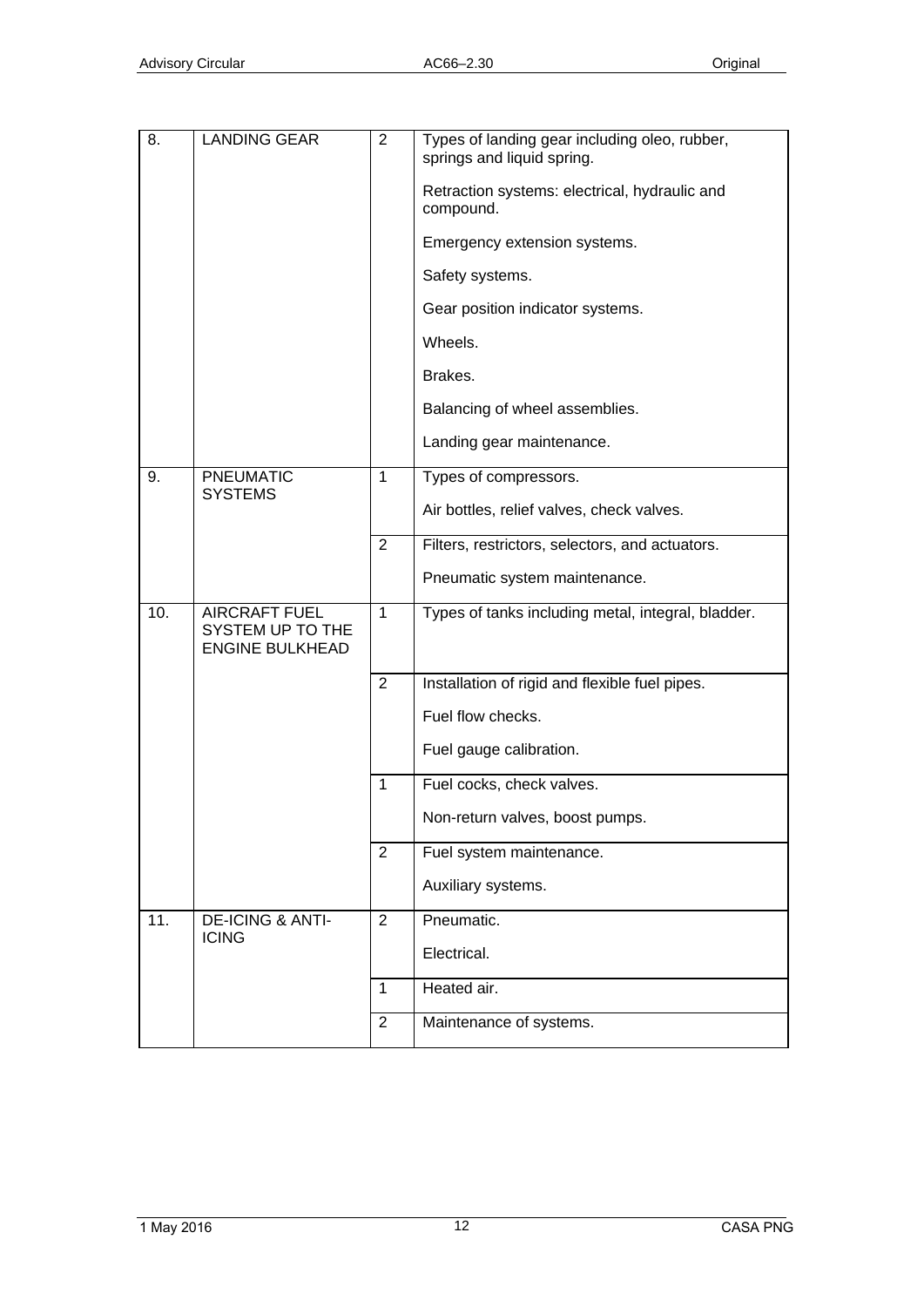| | | | |
|---|---|---|---|
| 8. | LANDING GEAR | 2 | Types of landing gear including oleo, rubber, springs and liquid spring.<br><br>Retraction systems: electrical, hydraulic and compound.<br><br>Emergency extension systems.<br><br>Safety systems.<br><br>Gear position indicator systems.<br><br>Wheels.<br><br>Brakes.<br><br>Balancing of wheel assemblies.<br><br>Landing gear maintenance. |
| 9. | PNEUMATIC SYSTEMS | 1 | Types of compressors.<br><br>Air bottles, relief valves, check valves. |
| | | 2 | Filters, restrictors, selectors, and actuators.<br><br>Pneumatic system maintenance. |
| 10. | AIRCRAFT FUEL SYSTEM UP TO THE ENGINE BULKHEAD | 1 | Types of tanks including metal, integral, bladder. |
| | | 2 | Installation of rigid and flexible fuel pipes.<br><br>Fuel flow checks.<br><br>Fuel gauge calibration. |
| | | 1 | Fuel cocks, check valves.<br><br>Non-return valves, boost pumps. |
| | | 2 | Fuel system maintenance.<br><br>Auxiliary systems. |
| 11. | DE-ICING & ANTI-ICING | 2 | Pneumatic.<br><br>Electrical. |
| | | 1 | Heated air. |
| | | 2 | Maintenance of systems. |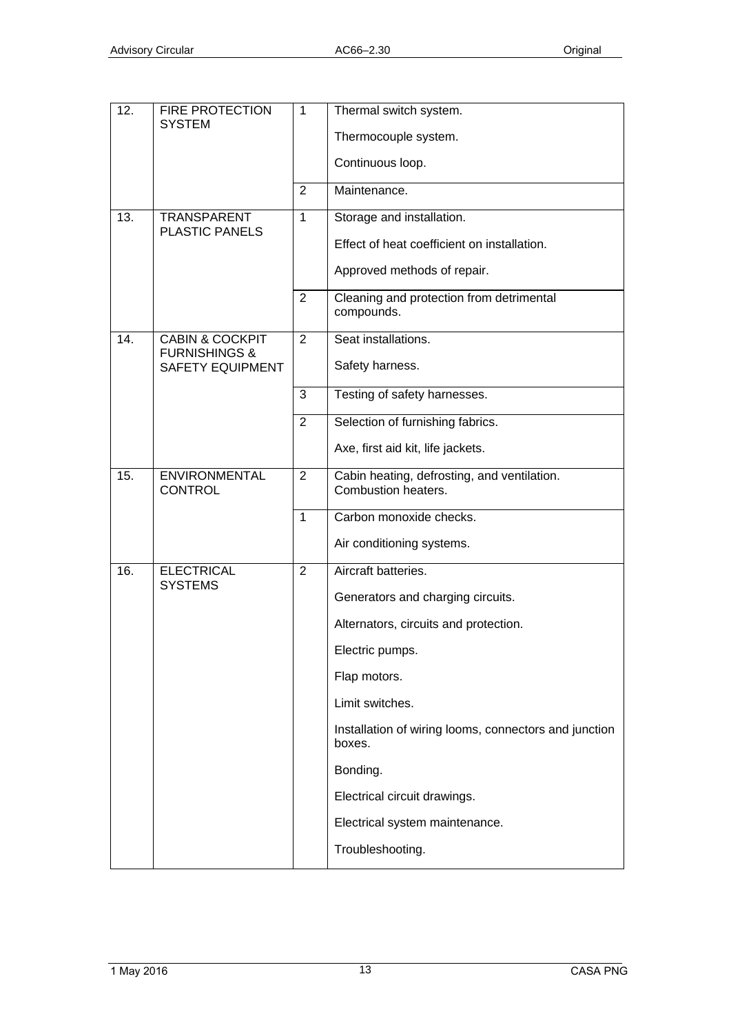| | | | |
|---|---|---|---|
| 12. | FIRE PROTECTION SYSTEM | 1 | Thermal switch system.<br><br>Thermocouple system.<br><br>Continuous loop. |
| | | 2 | Maintenance. |
| 13. | TRANSPARENT PLASTIC PANELS | 1 | Storage and installation.<br><br>Effect of heat coefficient on installation.<br><br>Approved methods of repair. |
| | | 2 | Cleaning and protection from detrimental compounds. |
| 14. | CABIN & COCKPIT FURNISHINGS & SAFETY EQUIPMENT | 2 | Seat installations.<br><br>Safety harness. |
| | | 3 | Testing of safety harnesses. |
| | | 2 | Selection of furnishing fabrics.<br><br>Axe, first aid kit, life jackets. |
| 15. | ENVIRONMENTAL CONTROL | 2 | Cabin heating, defrosting, and ventilation. Combustion heaters. |
| | | 1 | Carbon monoxide checks.<br><br>Air conditioning systems. |
| 16. | ELECTRICAL SYSTEMS | 2 | Aircraft batteries.<br><br>Generators and charging circuits.<br><br>Alternators, circuits and protection.<br><br>Electric pumps.<br><br>Flap motors.<br><br>Limit switches.<br><br>Installation of wiring looms, connectors and junction boxes.<br><br>Bonding.<br><br>Electrical circuit drawings.<br><br>Electrical system maintenance.<br><br>Troubleshooting. |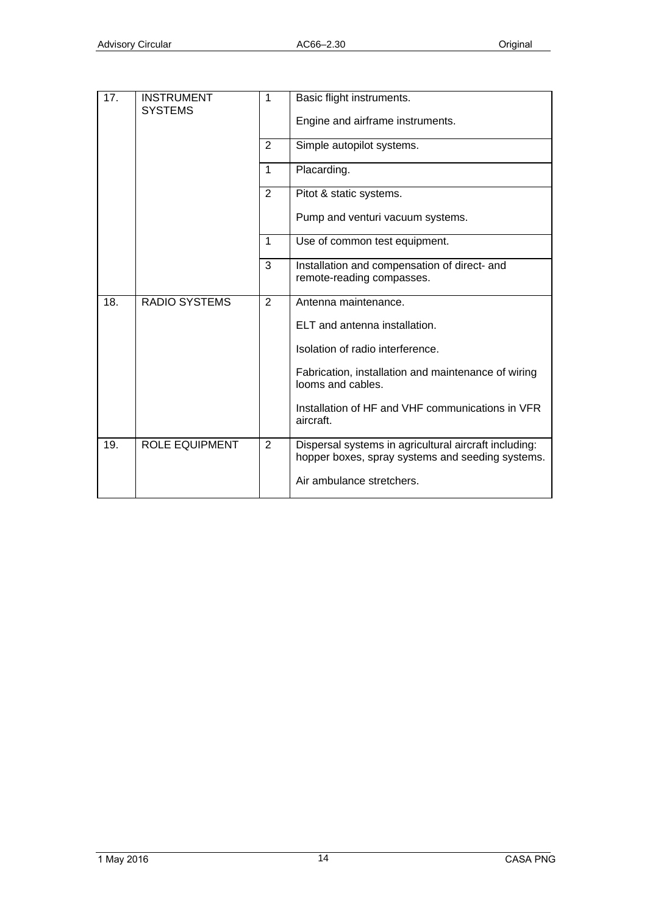| | | | |
|---|---|---|---|
| 17. | INSTRUMENT SYSTEMS | 1 | Basic flight instruments.<br><br>Engine and airframe instruments. |
| | | 2 | Simple autopilot systems. |
| | | 1 | Placarding. |
| | | 2 | Pitot & static systems.<br><br>Pump and venturi vacuum systems. |
| | | 1 | Use of common test equipment. |
| | | 3 | Installation and compensation of direct- and remote-reading compasses. |
| 18. | RADIO SYSTEMS | 2 | Antenna maintenance.<br><br>ELT and antenna installation.<br><br>Isolation of radio interference.<br><br>Fabrication, installation and maintenance of wiring looms and cables.<br><br>Installation of HF and VHF communications in VFR aircraft. |
| 19. | ROLE EQUIPMENT | 2 | Dispersal systems in agricultural aircraft including: hopper boxes, spray systems and seeding systems.<br><br>Air ambulance stretchers. |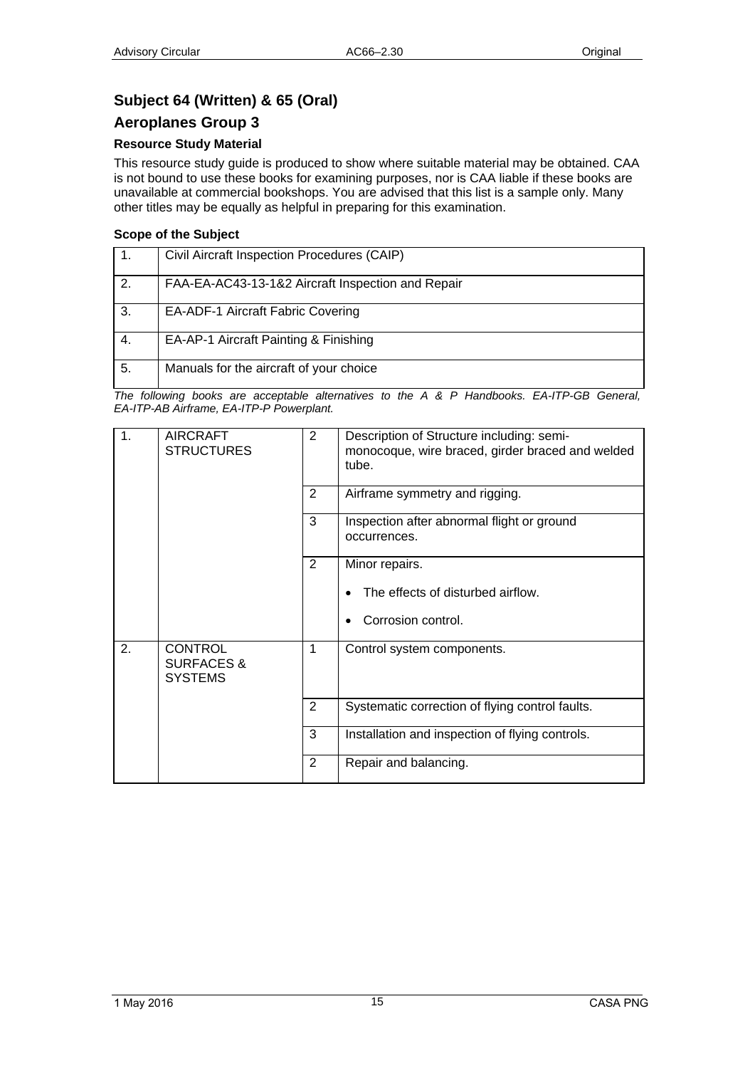## Subject 64 (Written) & 65 (Oral)

## Aeroplanes Group 3

### Resource Study Material

This resource study guide is produced to show where suitable material may be obtained. CAA is not bound to use these books for examining purposes, nor is CAA liable if these books are unavailable at commercial bookshops. You are advised that this list is a sample only. Many other titles may be equally as helpful in preparing for this examination.

### Scope of the Subject

| | |
|---|---|
| 1. | Civil Aircraft Inspection Procedures (CAIP) |
| 2. | FAA-EA-AC43-13-1&2 Aircraft Inspection and Repair |
| 3. | EA-ADF-1 Aircraft Fabric Covering |
| 4. | EA-AP-1 Aircraft Painting & Finishing |
| 5. | Manuals for the aircraft of your choice |

*The following books are acceptable alternatives to the A & P Handbooks. EA-ITP-GB General, EA-ITP-AB Airframe, EA-ITP-P Powerplant.*

| | | | |
|---|---|---|---|
| 1. | AIRCRAFT STRUCTURES | 2 | Description of Structure including: semi-monocoque, wire braced, girder braced and welded tube. |
| | | 2 | Airframe symmetry and rigging. |
| | | 3 | Inspection after abnormal flight or ground occurrences. |
| | | 2 | Minor repairs.<br>• The effects of disturbed airflow.<br>• Corrosion control. |
| 2. | CONTROL SURFACES & SYSTEMS | 1 | Control system components. |
| | | 2 | Systematic correction of flying control faults. |
| | | 3 | Installation and inspection of flying controls. |
| | | 2 | Repair and balancing. |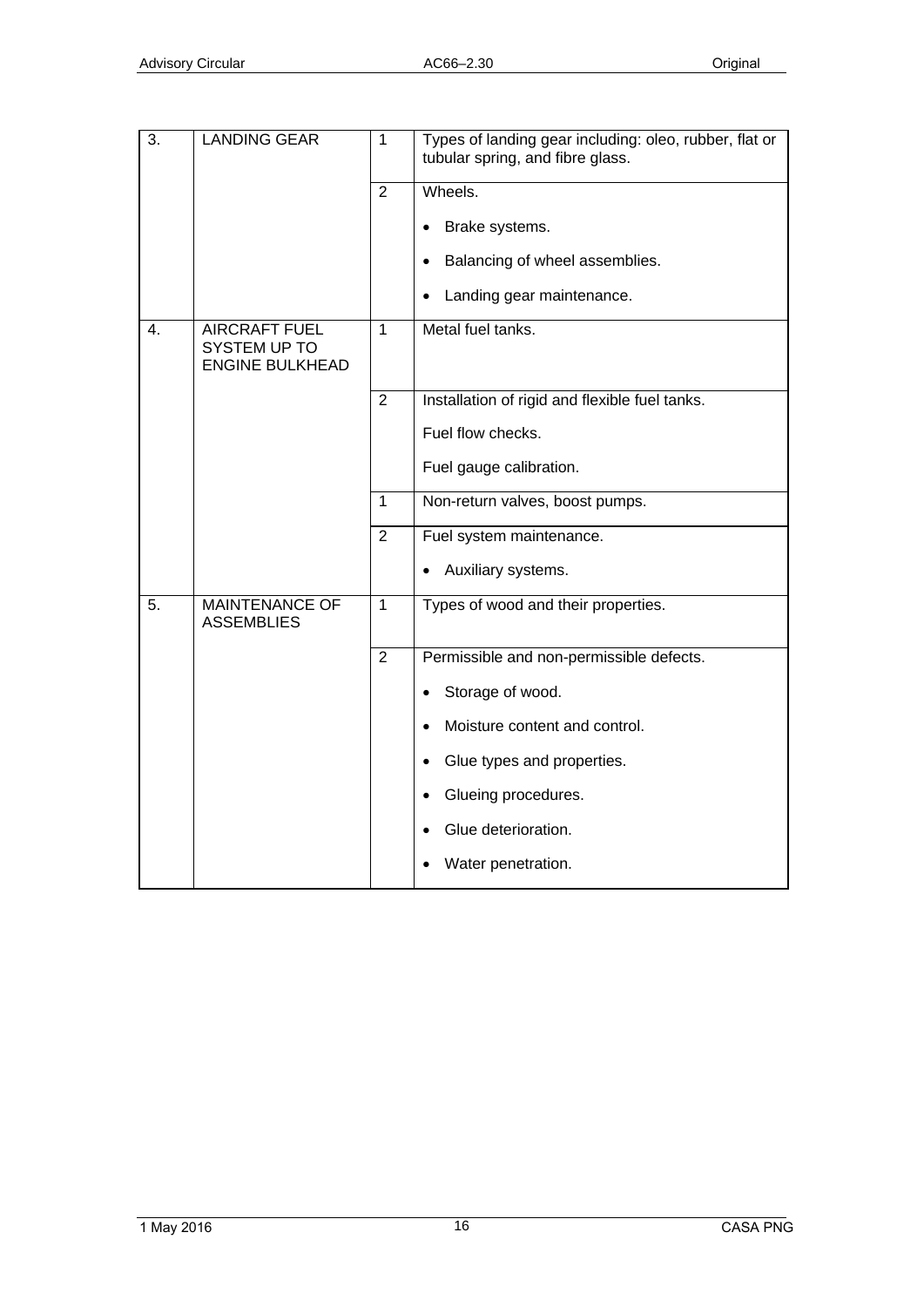| | | | |
|---|---|---|---|
| 3. | LANDING GEAR | 1 | Types of landing gear including: oleo, rubber, flat or tubular spring, and fibre glass. |
| | | 2 | Wheels.<br>• Brake systems.<br>• Balancing of wheel assemblies.<br>• Landing gear maintenance. |
| 4. | AIRCRAFT FUEL SYSTEM UP TO ENGINE BULKHEAD | 1 | Metal fuel tanks. |
| | | 2 | Installation of rigid and flexible fuel tanks.<br>Fuel flow checks.<br>Fuel gauge calibration. |
| | | 1 | Non-return valves, boost pumps. |
| | | 2 | Fuel system maintenance.<br>• Auxiliary systems. |
| 5. | MAINTENANCE OF ASSEMBLIES | 1 | Types of wood and their properties. |
| | | 2 | Permissible and non-permissible defects.<br>• Storage of wood.<br>• Moisture content and control.<br>• Glue types and properties.<br>• Glueing procedures.<br>• Glue deterioration.<br>• Water penetration. |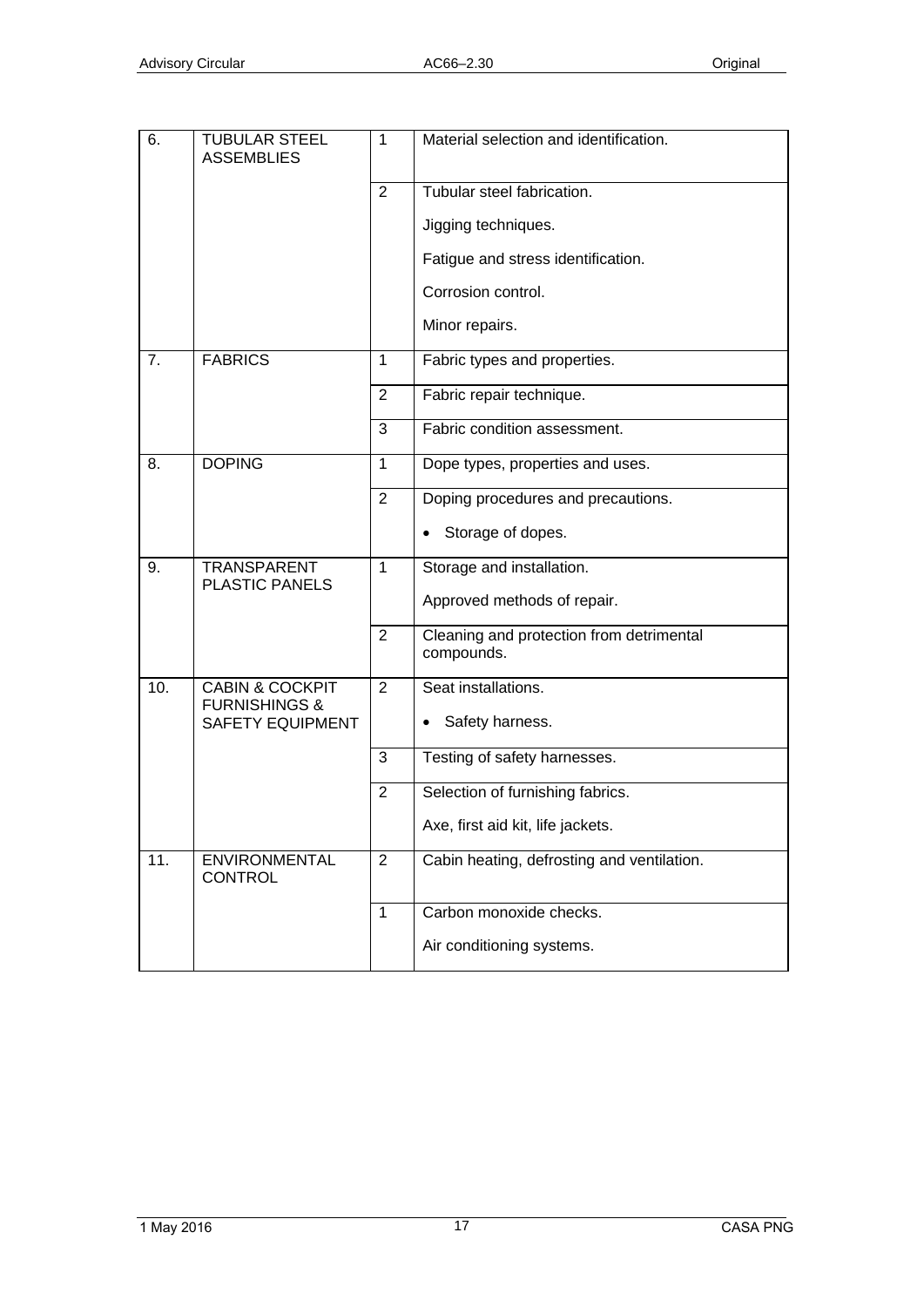| | | | |
|---|---|---|---|
| 6. | TUBULAR STEEL ASSEMBLIES | 1 | Material selection and identification. |
| | | 2 | Tubular steel fabrication.<br><br>Jigging techniques.<br><br>Fatigue and stress identification.<br><br>Corrosion control.<br><br>Minor repairs. |
| 7. | FABRICS | 1 | Fabric types and properties. |
| | | 2 | Fabric repair technique. |
| | | 3 | Fabric condition assessment. |
| 8. | DOPING | 1 | Dope types, properties and uses. |
| | | 2 | Doping procedures and precautions.<br><br>• Storage of dopes. |
| 9. | TRANSPARENT PLASTIC PANELS | 1 | Storage and installation.<br><br>Approved methods of repair. |
| | | 2 | Cleaning and protection from detrimental compounds. |
| 10. | CABIN & COCKPIT FURNISHINGS & SAFETY EQUIPMENT | 2 | Seat installations.<br><br>• Safety harness. |
| | | 3 | Testing of safety harnesses. |
| | | 2 | Selection of furnishing fabrics.<br><br>Axe, first aid kit, life jackets. |
| 11. | ENVIRONMENTAL CONTROL | 2 | Cabin heating, defrosting and ventilation. |
| | | 1 | Carbon monoxide checks.<br><br>Air conditioning systems. |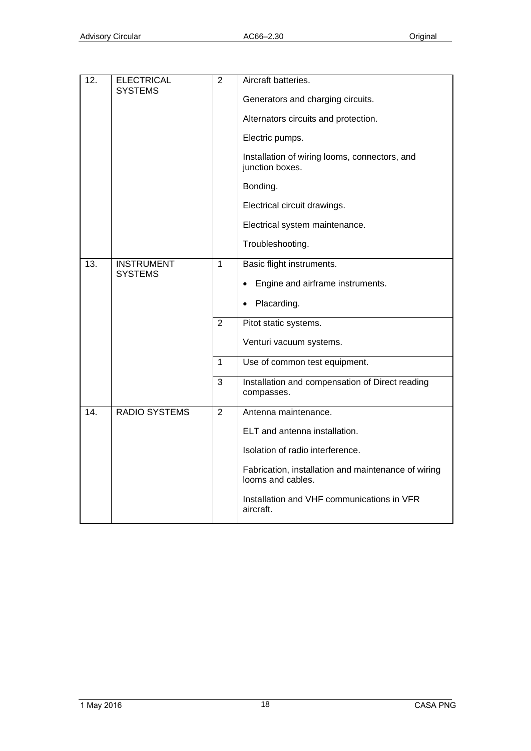| | | | |
|---|---|---|---|
| 12. | ELECTRICAL SYSTEMS | 2 | Aircraft batteries.<br><br>Generators and charging circuits.<br><br>Alternators circuits and protection.<br><br>Electric pumps.<br><br>Installation of wiring looms, connectors, and junction boxes.<br><br>Bonding.<br><br>Electrical circuit drawings.<br><br>Electrical system maintenance.<br><br>Troubleshooting. |
| 13. | INSTRUMENT SYSTEMS | 1 | Basic flight instruments.<br><br>• Engine and airframe instruments.<br><br>• Placarding. |
| | | 2 | Pitot static systems.<br><br>Venturi vacuum systems. |
| | | 1 | Use of common test equipment. |
| | | 3 | Installation and compensation of Direct reading compasses. |
| 14. | RADIO SYSTEMS | 2 | Antenna maintenance.<br><br>ELT and antenna installation.<br><br>Isolation of radio interference.<br><br>Fabrication, installation and maintenance of wiring looms and cables.<br><br>Installation and VHF communications in VFR aircraft. |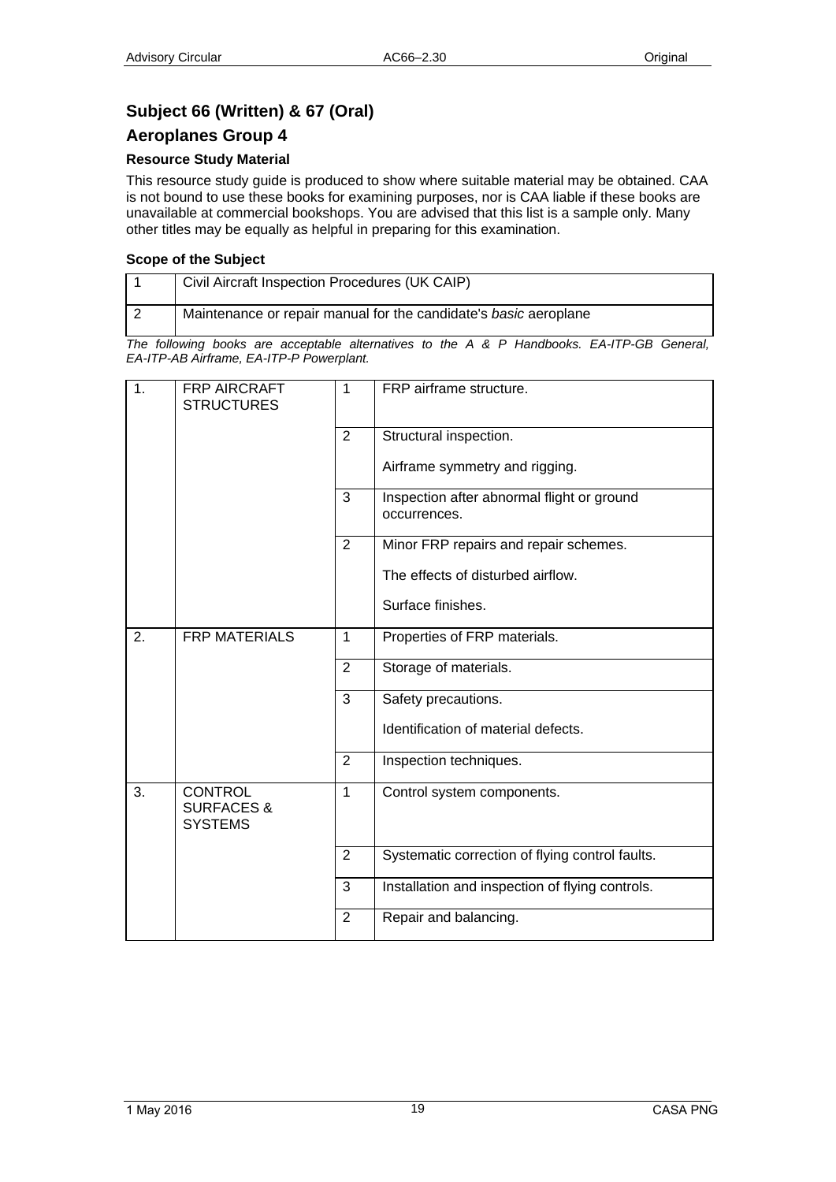## Subject 66 (Written) & 67 (Oral)

## Aeroplanes Group 4

### Resource Study Material

This resource study guide is produced to show where suitable material may be obtained. CAA is not bound to use these books for examining purposes, nor is CAA liable if these books are unavailable at commercial bookshops. You are advised that this list is a sample only. Many other titles may be equally as helpful in preparing for this examination.

### Scope of the Subject

| | |
|---|---|
| 1 | Civil Aircraft Inspection Procedures (UK CAIP) |
| 2 | Maintenance or repair manual for the candidate's *basic* aeroplane |

*The following books are acceptable alternatives to the A & P Handbooks. EA-ITP-GB General, EA-ITP-AB Airframe, EA-ITP-P Powerplant.*

| | | | |
|---|---|---|---|
| 1. | FRP AIRCRAFT STRUCTURES | 1 | FRP airframe structure. |
| | | 2 | Structural inspection.<br><br>Airframe symmetry and rigging. |
| | | 3 | Inspection after abnormal flight or ground occurrences. |
| | | 2 | Minor FRP repairs and repair schemes.<br><br>The effects of disturbed airflow.<br><br>Surface finishes. |
| 2. | FRP MATERIALS | 1 | Properties of FRP materials. |
| | | 2 | Storage of materials. |
| | | 3 | Safety precautions.<br><br>Identification of material defects. |
| | | 2 | Inspection techniques. |
| 3. | CONTROL SURFACES & SYSTEMS | 1 | Control system components. |
| | | 2 | Systematic correction of flying control faults. |
| | | 3 | Installation and inspection of flying controls. |
| | | 2 | Repair and balancing. |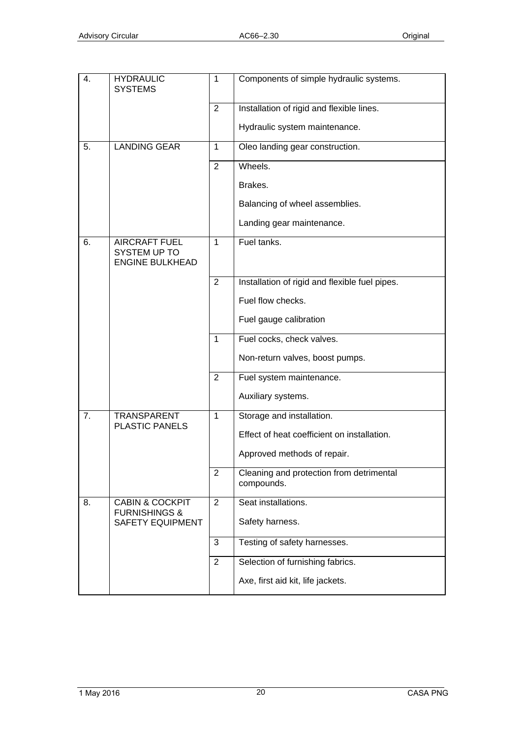| | | | |
|---|---|---|---|
| 4. | HYDRAULIC SYSTEMS | 1 | Components of simple hydraulic systems. |
| | | 2 | Installation of rigid and flexible lines.<br><br>Hydraulic system maintenance. |
| 5. | LANDING GEAR | 1 | Oleo landing gear construction. |
| | | 2 | Wheels.<br><br>Brakes.<br><br>Balancing of wheel assemblies.<br><br>Landing gear maintenance. |
| 6. | AIRCRAFT FUEL SYSTEM UP TO ENGINE BULKHEAD | 1 | Fuel tanks. |
| | | 2 | Installation of rigid and flexible fuel pipes.<br><br>Fuel flow checks.<br><br>Fuel gauge calibration |
| | | 1 | Fuel cocks, check valves.<br><br>Non-return valves, boost pumps. |
| | | 2 | Fuel system maintenance.<br><br>Auxiliary systems. |
| 7. | TRANSPARENT PLASTIC PANELS | 1 | Storage and installation.<br><br>Effect of heat coefficient on installation.<br><br>Approved methods of repair. |
| | | 2 | Cleaning and protection from detrimental compounds. |
| 8. | CABIN & COCKPIT FURNISHINGS & SAFETY EQUIPMENT | 2 | Seat installations.<br><br>Safety harness. |
| | | 3 | Testing of safety harnesses. |
| | | 2 | Selection of furnishing fabrics.<br><br>Axe, first aid kit, life jackets. |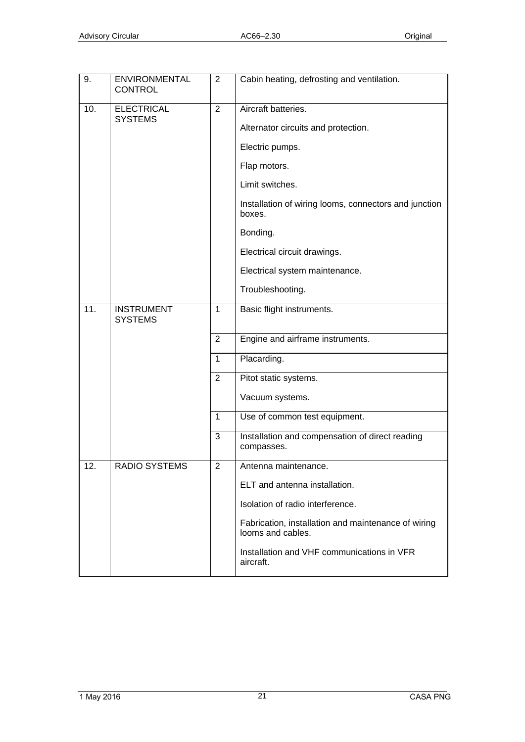| | | | |
|---|---|---|---|
| 9. | ENVIRONMENTAL CONTROL | 2 | Cabin heating, defrosting and ventilation. |
| 10. | ELECTRICAL SYSTEMS | 2 | Aircraft batteries.<br><br>Alternator circuits and protection.<br><br>Electric pumps.<br><br>Flap motors.<br><br>Limit switches.<br><br>Installation of wiring looms, connectors and junction boxes.<br><br>Bonding.<br><br>Electrical circuit drawings.<br><br>Electrical system maintenance.<br><br>Troubleshooting. |
| 11. | INSTRUMENT SYSTEMS | 1 | Basic flight instruments. |
| | | 2 | Engine and airframe instruments. |
| | | 1 | Placarding. |
| | | 2 | Pitot static systems.<br><br>Vacuum systems. |
| | | 1 | Use of common test equipment. |
| | | 3 | Installation and compensation of direct reading compasses. |
| 12. | RADIO SYSTEMS | 2 | Antenna maintenance.<br><br>ELT and antenna installation.<br><br>Isolation of radio interference.<br><br>Fabrication, installation and maintenance of wiring looms and cables.<br><br>Installation and VHF communications in VFR aircraft. |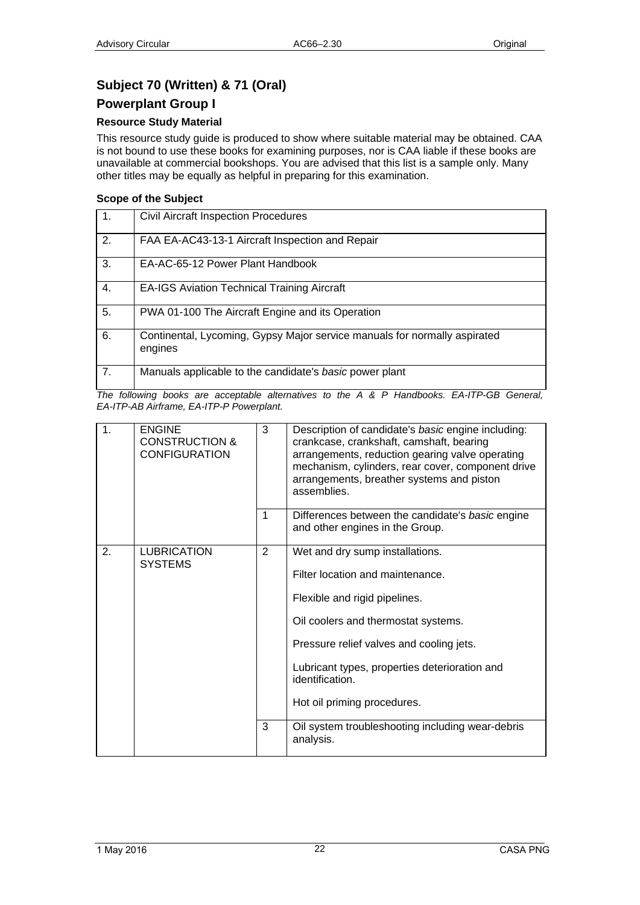## Subject 70 (Written) & 71 (Oral)

## Powerplant Group I

### Resource Study Material

This resource study guide is produced to show where suitable material may be obtained. CAA is not bound to use these books for examining purposes, nor is CAA liable if these books are unavailable at commercial bookshops. You are advised that this list is a sample only. Many other titles may be equally as helpful in preparing for this examination.

### Scope of the Subject

| | |
|---|---|
| 1. | Civil Aircraft Inspection Procedures |
| 2. | FAA EA-AC43-13-1 Aircraft Inspection and Repair |
| 3. | EA-AC-65-12 Power Plant Handbook |
| 4. | EA-IGS Aviation Technical Training Aircraft |
| 5. | PWA 01-100 The Aircraft Engine and its Operation |
| 6. | Continental, Lycoming, Gypsy Major service manuals for normally aspirated engines |
| 7. | Manuals applicable to the candidate's *basic* power plant |

*The following books are acceptable alternatives to the A & P Handbooks. EA-ITP-GB General, EA-ITP-AB Airframe, EA-ITP-P Powerplant.*

| | | | |
|---|---|---|---|
| 1. | ENGINE CONSTRUCTION & CONFIGURATION | 3 | Description of candidate's *basic* engine including: crankcase, crankshaft, camshaft, bearing arrangements, reduction gearing valve operating mechanism, cylinders, rear cover, component drive arrangements, breather systems and piston assemblies. |
| | | 1 | Differences between the candidate's *basic* engine and other engines in the Group. |
| 2. | LUBRICATION SYSTEMS | 2 | Wet and dry sump installations.<br><br>Filter location and maintenance.<br><br>Flexible and rigid pipelines.<br><br>Oil coolers and thermostat systems.<br><br>Pressure relief valves and cooling jets.<br><br>Lubricant types, properties deterioration and identification.<br><br>Hot oil priming procedures. |
| | | 3 | Oil system troubleshooting including wear-debris analysis. |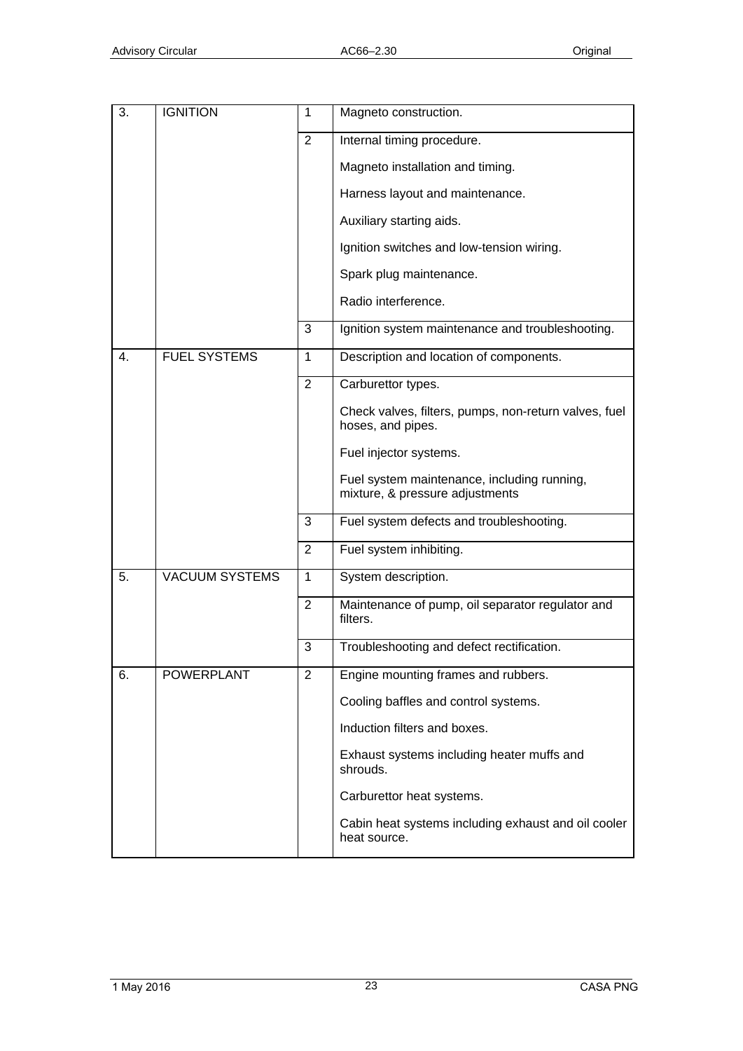| | | | |
|---|---|---|---|
| 3. | IGNITION | 1 | Magneto construction. |
| | | 2 | Internal timing procedure.<br><br>Magneto installation and timing.<br><br>Harness layout and maintenance.<br><br>Auxiliary starting aids.<br><br>Ignition switches and low-tension wiring.<br><br>Spark plug maintenance.<br><br>Radio interference. |
| | | 3 | Ignition system maintenance and troubleshooting. |
| 4. | FUEL SYSTEMS | 1 | Description and location of components. |
| | | 2 | Carburettor types.<br><br>Check valves, filters, pumps, non-return valves, fuel hoses, and pipes.<br><br>Fuel injector systems.<br><br>Fuel system maintenance, including running, mixture, & pressure adjustments |
| | | 3 | Fuel system defects and troubleshooting. |
| | | 2 | Fuel system inhibiting. |
| 5. | VACUUM SYSTEMS | 1 | System description. |
| | | 2 | Maintenance of pump, oil separator regulator and filters. |
| | | 3 | Troubleshooting and defect rectification. |
| 6. | POWERPLANT | 2 | Engine mounting frames and rubbers.<br><br>Cooling baffles and control systems.<br><br>Induction filters and boxes.<br><br>Exhaust systems including heater muffs and shrouds.<br><br>Carburettor heat systems.<br><br>Cabin heat systems including exhaust and oil cooler heat source. |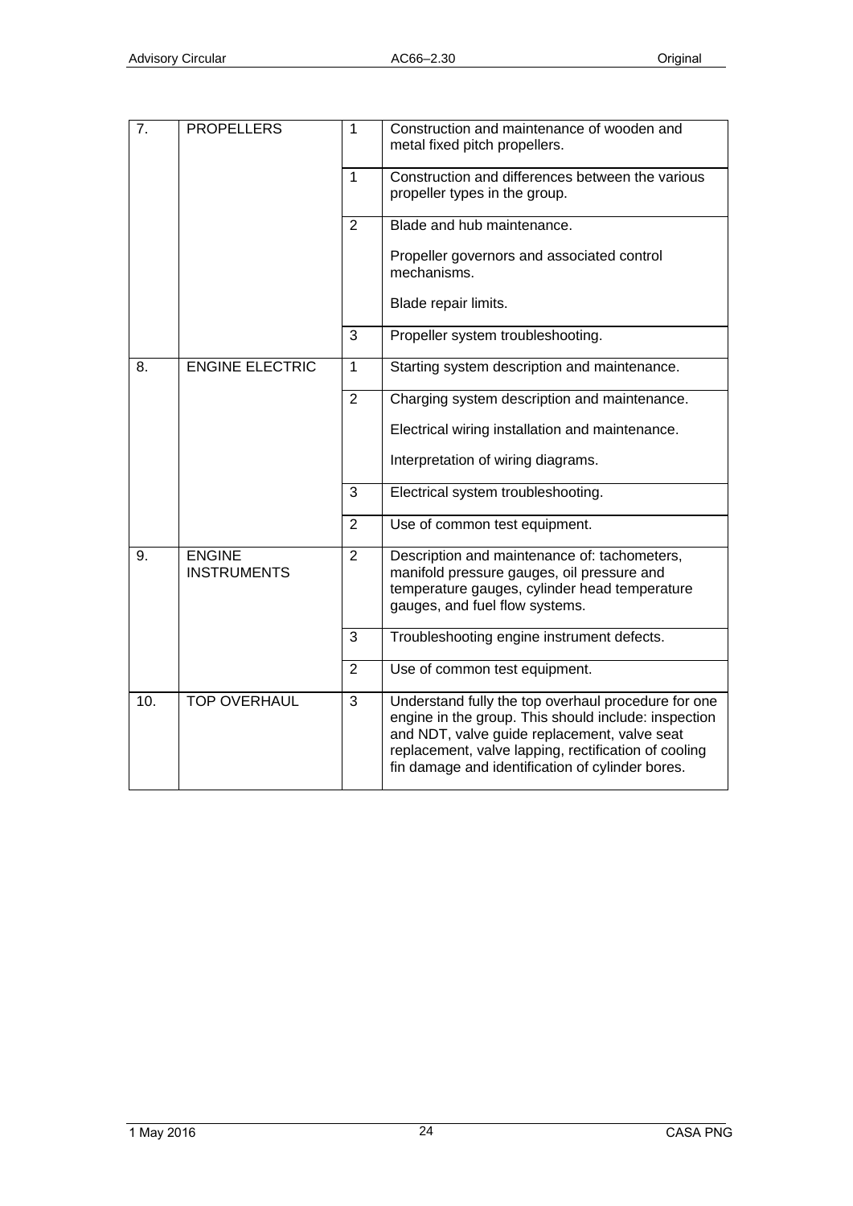| 7. | PROPELLERS | 1 | Construction and maintenance of wooden and metal fixed pitch propellers. |
|---|---|---|---|
| | | 1 | Construction and differences between the various propeller types in the group. |
| | | 2 | Blade and hub maintenance.<br><br>Propeller governors and associated control mechanisms.<br><br>Blade repair limits. |
| | | 3 | Propeller system troubleshooting. |
| 8. | ENGINE ELECTRIC | 1 | Starting system description and maintenance. |
| | | 2 | Charging system description and maintenance.<br><br>Electrical wiring installation and maintenance.<br><br>Interpretation of wiring diagrams. |
| | | 3 | Electrical system troubleshooting. |
| | | 2 | Use of common test equipment. |
| 9. | ENGINE INSTRUMENTS | 2 | Description and maintenance of: tachometers, manifold pressure gauges, oil pressure and temperature gauges, cylinder head temperature gauges, and fuel flow systems. |
| | | 3 | Troubleshooting engine instrument defects. |
| | | 2 | Use of common test equipment. |
| 10. | TOP OVERHAUL | 3 | Understand fully the top overhaul procedure for one engine in the group. This should include: inspection and NDT, valve guide replacement, valve seat replacement, valve lapping, rectification of cooling fin damage and identification of cylinder bores. |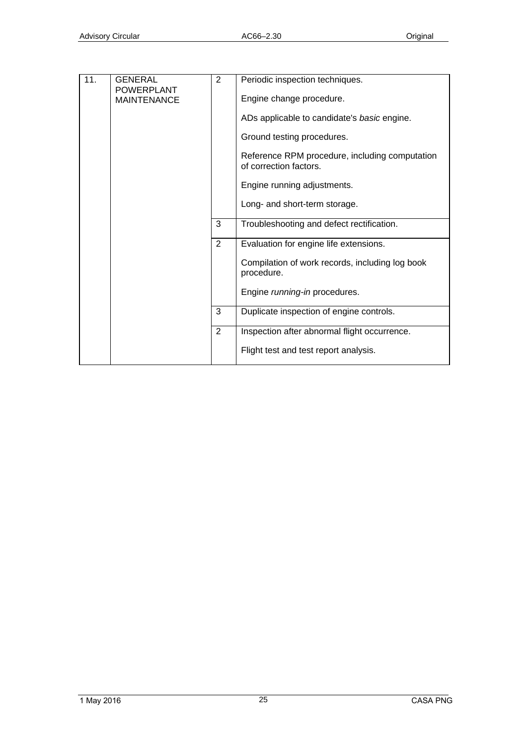| 11. | GENERAL POWERPLANT MAINTENANCE | 2 | Periodic inspection techniques.<br><br>Engine change procedure.<br><br>ADs applicable to candidate's *basic* engine.<br><br>Ground testing procedures.<br><br>Reference RPM procedure, including computation of correction factors.<br><br>Engine running adjustments.<br><br>Long- and short-term storage. |
|---|---|---|---|
| | | 3 | Troubleshooting and defect rectification. |
| | | 2 | Evaluation for engine life extensions.<br><br>Compilation of work records, including log book procedure.<br><br>Engine *running-in* procedures. |
| | | 3 | Duplicate inspection of engine controls. |
| | | 2 | Inspection after abnormal flight occurrence.<br><br>Flight test and test report analysis. |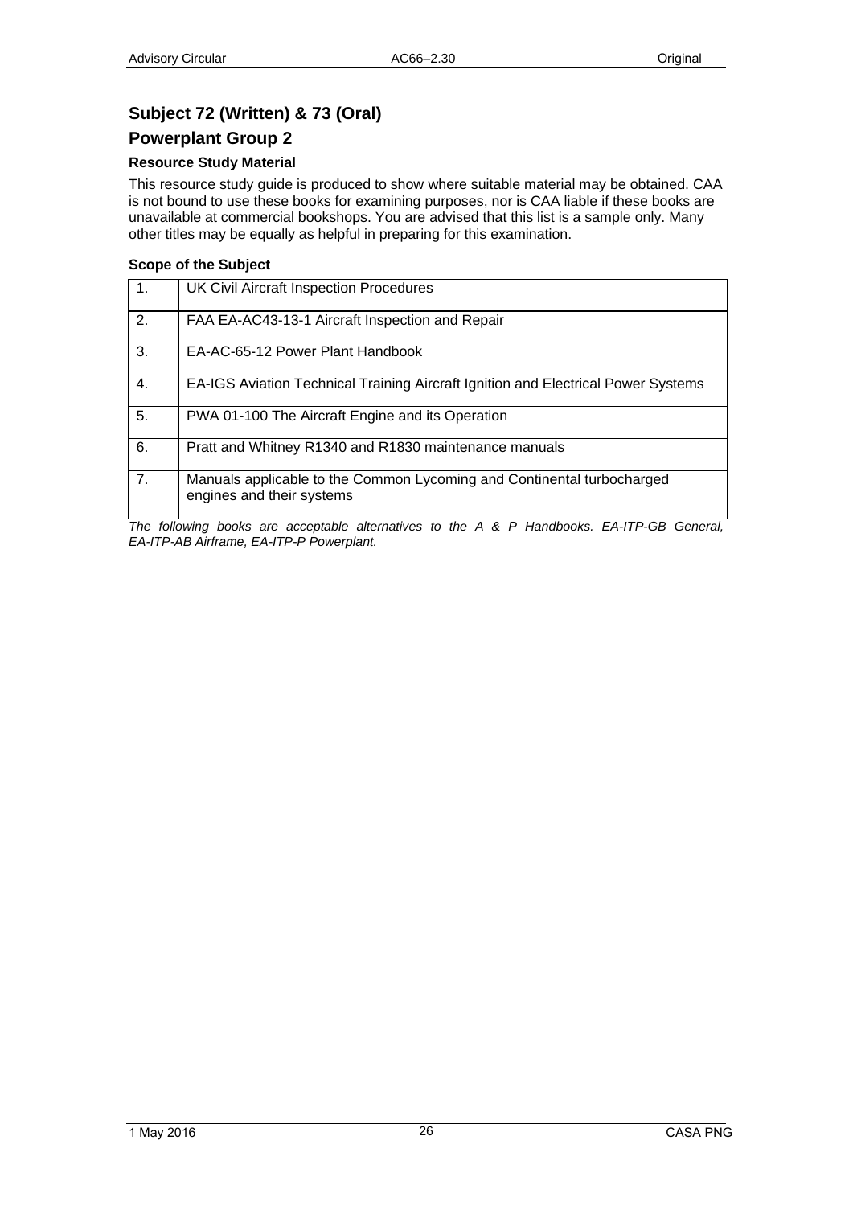## Subject 72 (Written) & 73 (Oral)

## Powerplant Group 2

### Resource Study Material

This resource study guide is produced to show where suitable material may be obtained. CAA is not bound to use these books for examining purposes, nor is CAA liable if these books are unavailable at commercial bookshops. You are advised that this list is a sample only. Many other titles may be equally as helpful in preparing for this examination.

### Scope of the Subject

| | |
|---|---|
| 1. | UK Civil Aircraft Inspection Procedures |
| 2. | FAA EA-AC43-13-1 Aircraft Inspection and Repair |
| 3. | EA-AC-65-12 Power Plant Handbook |
| 4. | EA-IGS Aviation Technical Training Aircraft Ignition and Electrical Power Systems |
| 5. | PWA 01-100 The Aircraft Engine and its Operation |
| 6. | Pratt and Whitney R1340 and R1830 maintenance manuals |
| 7. | Manuals applicable to the Common Lycoming and Continental turbocharged engines and their systems |

*The following books are acceptable alternatives to the A & P Handbooks. EA-ITP-GB General, EA-ITP-AB Airframe, EA-ITP-P Powerplant.*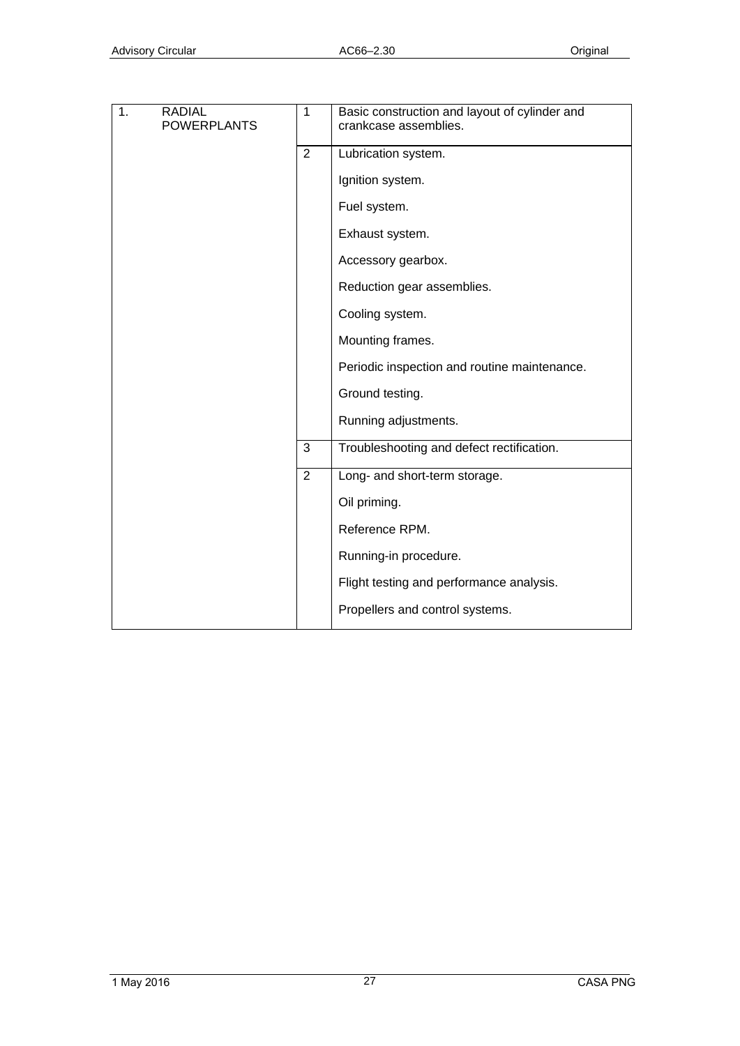| | | | |
|---|---|---|---|
| 1. | RADIAL POWERPLANTS | 1 | Basic construction and layout of cylinder and crankcase assemblies. |
| | | 2 | Lubrication system. |
| | | | Ignition system. |
| | | | Fuel system. |
| | | | Exhaust system. |
| | | | Accessory gearbox. |
| | | | Reduction gear assemblies. |
| | | | Cooling system. |
| | | | Mounting frames. |
| | | | Periodic inspection and routine maintenance. |
| | | | Ground testing. |
| | | | Running adjustments. |
| | | 3 | Troubleshooting and defect rectification. |
| | | 2 | Long- and short-term storage. |
| | | | Oil priming. |
| | | | Reference RPM. |
| | | | Running-in procedure. |
| | | | Flight testing and performance analysis. |
| | | | Propellers and control systems. |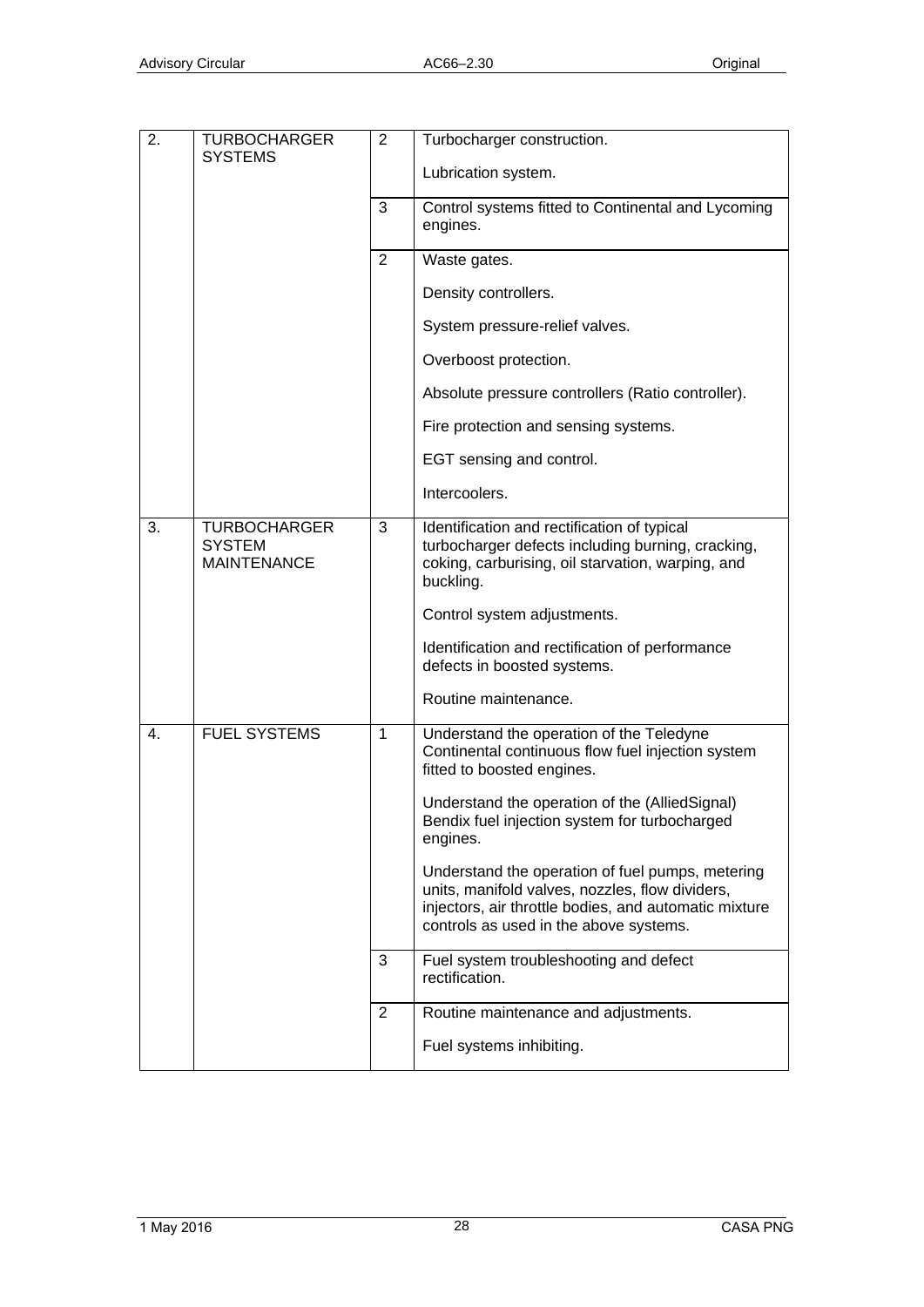| | | | |
|---|---|---|---|
| 2. | TURBOCHARGER SYSTEMS | 2 | Turbocharger construction.<br><br>Lubrication system. |
| | | 3 | Control systems fitted to Continental and Lycoming engines. |
| | | 2 | Waste gates.<br><br>Density controllers.<br><br>System pressure-relief valves.<br><br>Overboost protection.<br><br>Absolute pressure controllers (Ratio controller).<br><br>Fire protection and sensing systems.<br><br>EGT sensing and control.<br><br>Intercoolers. |
| 3. | TURBOCHARGER SYSTEM MAINTENANCE | 3 | Identification and rectification of typical turbocharger defects including burning, cracking, coking, carburising, oil starvation, warping, and buckling.<br><br>Control system adjustments.<br><br>Identification and rectification of performance defects in boosted systems.<br><br>Routine maintenance. |
| 4. | FUEL SYSTEMS | 1 | Understand the operation of the Teledyne Continental continuous flow fuel injection system fitted to boosted engines.<br><br>Understand the operation of the (AlliedSignal) Bendix fuel injection system for turbocharged engines.<br><br>Understand the operation of fuel pumps, metering units, manifold valves, nozzles, flow dividers, injectors, air throttle bodies, and automatic mixture controls as used in the above systems. |
| | | 3 | Fuel system troubleshooting and defect rectification. |
| | | 2 | Routine maintenance and adjustments.<br><br>Fuel systems inhibiting. |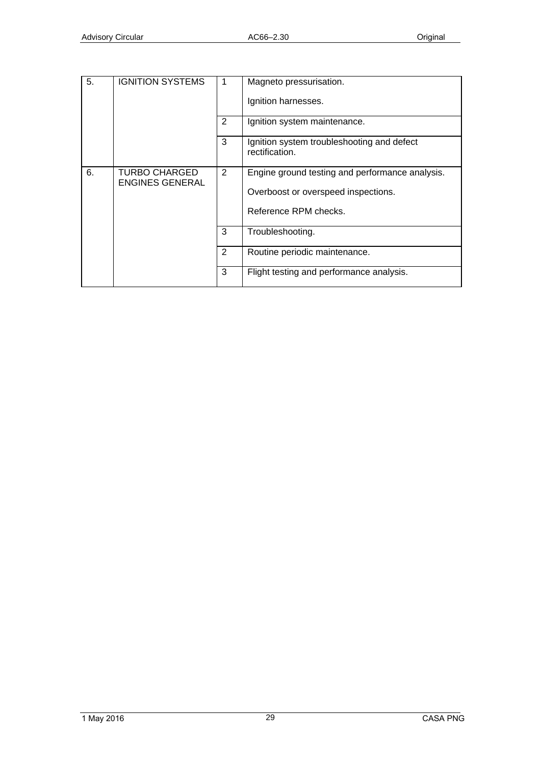| | | | |
|---|---|---|---|
| 5. | IGNITION SYSTEMS | 1 | Magneto pressurisation.<br><br>Ignition harnesses. |
| | | 2 | Ignition system maintenance. |
| | | 3 | Ignition system troubleshooting and defect rectification. |
| 6. | TURBO CHARGED ENGINES GENERAL | 2 | Engine ground testing and performance analysis.<br><br>Overboost or overspeed inspections.<br><br>Reference RPM checks. |
| | | 3 | Troubleshooting. |
| | | 2 | Routine periodic maintenance. |
| | | 3 | Flight testing and performance analysis. |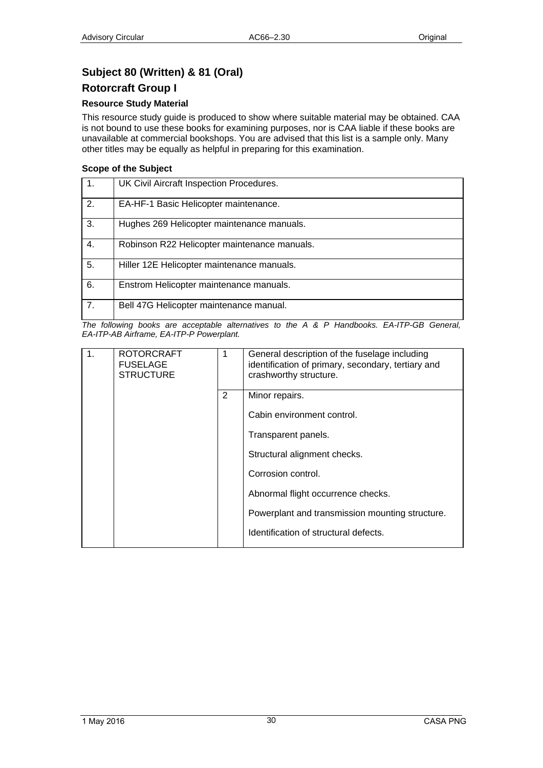## Subject 80 (Written) & 81 (Oral)

## Rotorcraft Group I

### Resource Study Material

This resource study guide is produced to show where suitable material may be obtained. CAA is not bound to use these books for examining purposes, nor is CAA liable if these books are unavailable at commercial bookshops. You are advised that this list is a sample only. Many other titles may be equally as helpful in preparing for this examination.

### Scope of the Subject

| | |
|---|---|
| 1. | UK Civil Aircraft Inspection Procedures. |
| 2. | EA-HF-1 Basic Helicopter maintenance. |
| 3. | Hughes 269 Helicopter maintenance manuals. |
| 4. | Robinson R22 Helicopter maintenance manuals. |
| 5. | Hiller 12E Helicopter maintenance manuals. |
| 6. | Enstrom Helicopter maintenance manuals. |
| 7. | Bell 47G Helicopter maintenance manual. |

*The following books are acceptable alternatives to the A & P Handbooks. EA-ITP-GB General, EA-ITP-AB Airframe, EA-ITP-P Powerplant.*

| | | | |
|---|---|---|---|
| 1. | ROTORCRAFT FUSELAGE STRUCTURE | 1 | General description of the fuselage including identification of primary, secondary, tertiary and crashworthy structure. |
| | | 2 | Minor repairs.<br><br>Cabin environment control.<br><br>Transparent panels.<br><br>Structural alignment checks.<br><br>Corrosion control.<br><br>Abnormal flight occurrence checks.<br><br>Powerplant and transmission mounting structure.<br><br>Identification of structural defects. |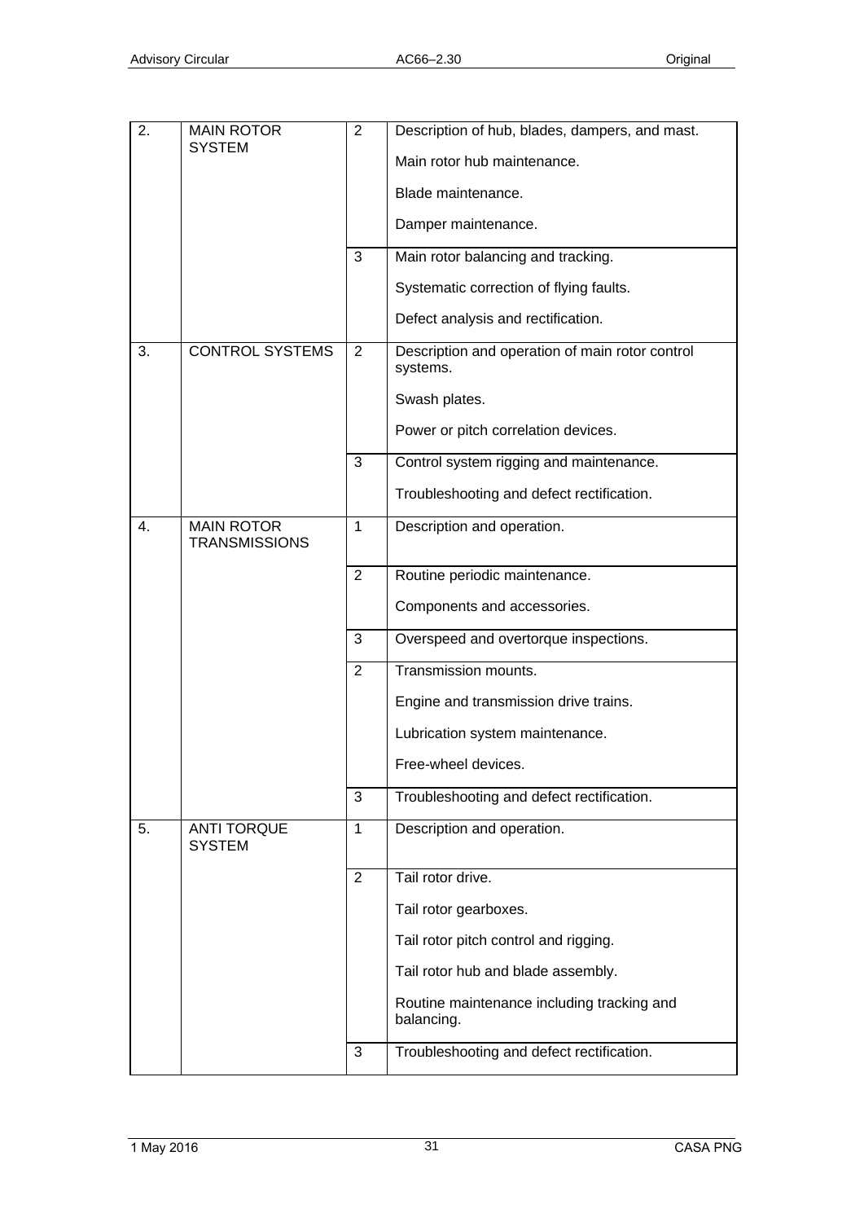| | | | |
|---|---|---|---|
| 2. | MAIN ROTOR SYSTEM | 2 | Description of hub, blades, dampers, and mast.<br><br>Main rotor hub maintenance.<br><br>Blade maintenance.<br><br>Damper maintenance. |
| | | 3 | Main rotor balancing and tracking.<br><br>Systematic correction of flying faults.<br><br>Defect analysis and rectification. |
| 3. | CONTROL SYSTEMS | 2 | Description and operation of main rotor control systems.<br><br>Swash plates.<br><br>Power or pitch correlation devices. |
| | | 3 | Control system rigging and maintenance.<br><br>Troubleshooting and defect rectification. |
| 4. | MAIN ROTOR TRANSMISSIONS | 1 | Description and operation. |
| | | 2 | Routine periodic maintenance.<br><br>Components and accessories. |
| | | 3 | Overspeed and overtorque inspections. |
| | | 2 | Transmission mounts.<br><br>Engine and transmission drive trains.<br><br>Lubrication system maintenance.<br><br>Free-wheel devices. |
| | | 3 | Troubleshooting and defect rectification. |
| 5. | ANTI TORQUE SYSTEM | 1 | Description and operation. |
| | | 2 | Tail rotor drive.<br><br>Tail rotor gearboxes.<br><br>Tail rotor pitch control and rigging.<br><br>Tail rotor hub and blade assembly.<br><br>Routine maintenance including tracking and balancing. |
| | | 3 | Troubleshooting and defect rectification. |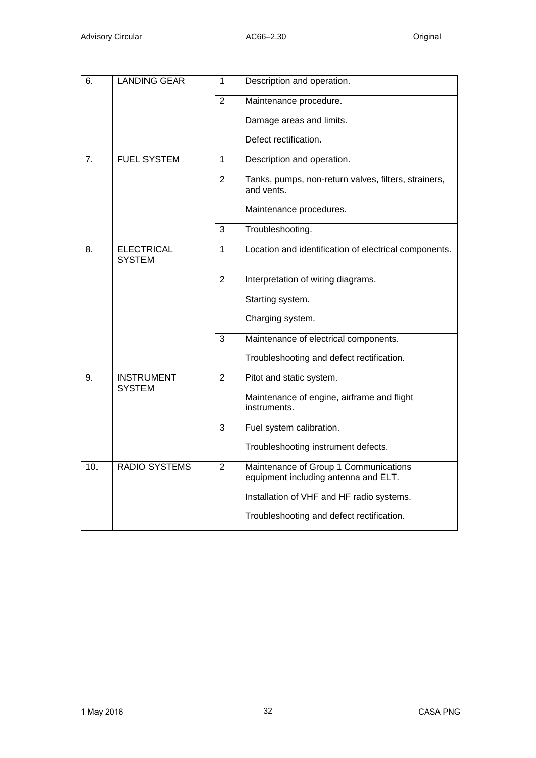| | | | |
|---|---|---|---|
| 6. | LANDING GEAR | 1 | Description and operation. |
| | | 2 | Maintenance procedure.<br><br>Damage areas and limits.<br><br>Defect rectification. |
| 7. | FUEL SYSTEM | 1 | Description and operation. |
| | | 2 | Tanks, pumps, non-return valves, filters, strainers, and vents.<br><br>Maintenance procedures. |
| | | 3 | Troubleshooting. |
| 8. | ELECTRICAL SYSTEM | 1 | Location and identification of electrical components. |
| | | 2 | Interpretation of wiring diagrams.<br><br>Starting system.<br><br>Charging system. |
| | | 3 | Maintenance of electrical components.<br><br>Troubleshooting and defect rectification. |
| 9. | INSTRUMENT SYSTEM | 2 | Pitot and static system.<br><br>Maintenance of engine, airframe and flight instruments. |
| | | 3 | Fuel system calibration.<br><br>Troubleshooting instrument defects. |
| 10. | RADIO SYSTEMS | 2 | Maintenance of Group 1 Communications equipment including antenna and ELT.<br><br>Installation of VHF and HF radio systems.<br><br>Troubleshooting and defect rectification. |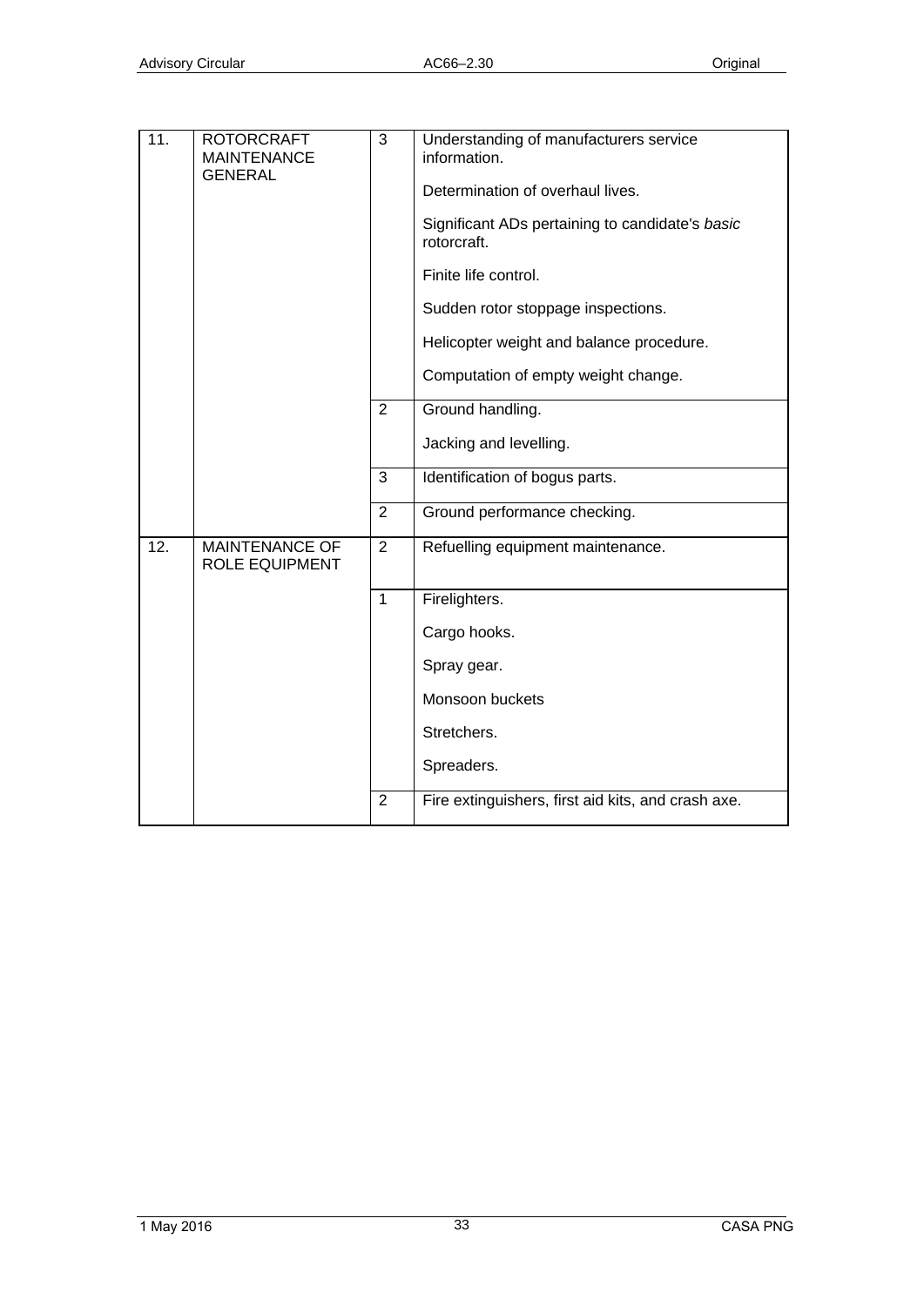| | | | |
|---|---|---|---|
| 11. | ROTORCRAFT MAINTENANCE GENERAL | 3 | Understanding of manufacturers service information.<br><br>Determination of overhaul lives.<br><br>Significant ADs pertaining to candidate's *basic* rotorcraft.<br><br>Finite life control.<br><br>Sudden rotor stoppage inspections.<br><br>Helicopter weight and balance procedure.<br><br>Computation of empty weight change. |
| | | 2 | Ground handling.<br><br>Jacking and levelling. |
| | | 3 | Identification of bogus parts. |
| | | 2 | Ground performance checking. |
| 12. | MAINTENANCE OF ROLE EQUIPMENT | 2 | Refuelling equipment maintenance. |
| | | 1 | Firelighters.<br><br>Cargo hooks.<br><br>Spray gear.<br><br>Monsoon buckets<br><br>Stretchers.<br><br>Spreaders. |
| | | 2 | Fire extinguishers, first aid kits, and crash axe. |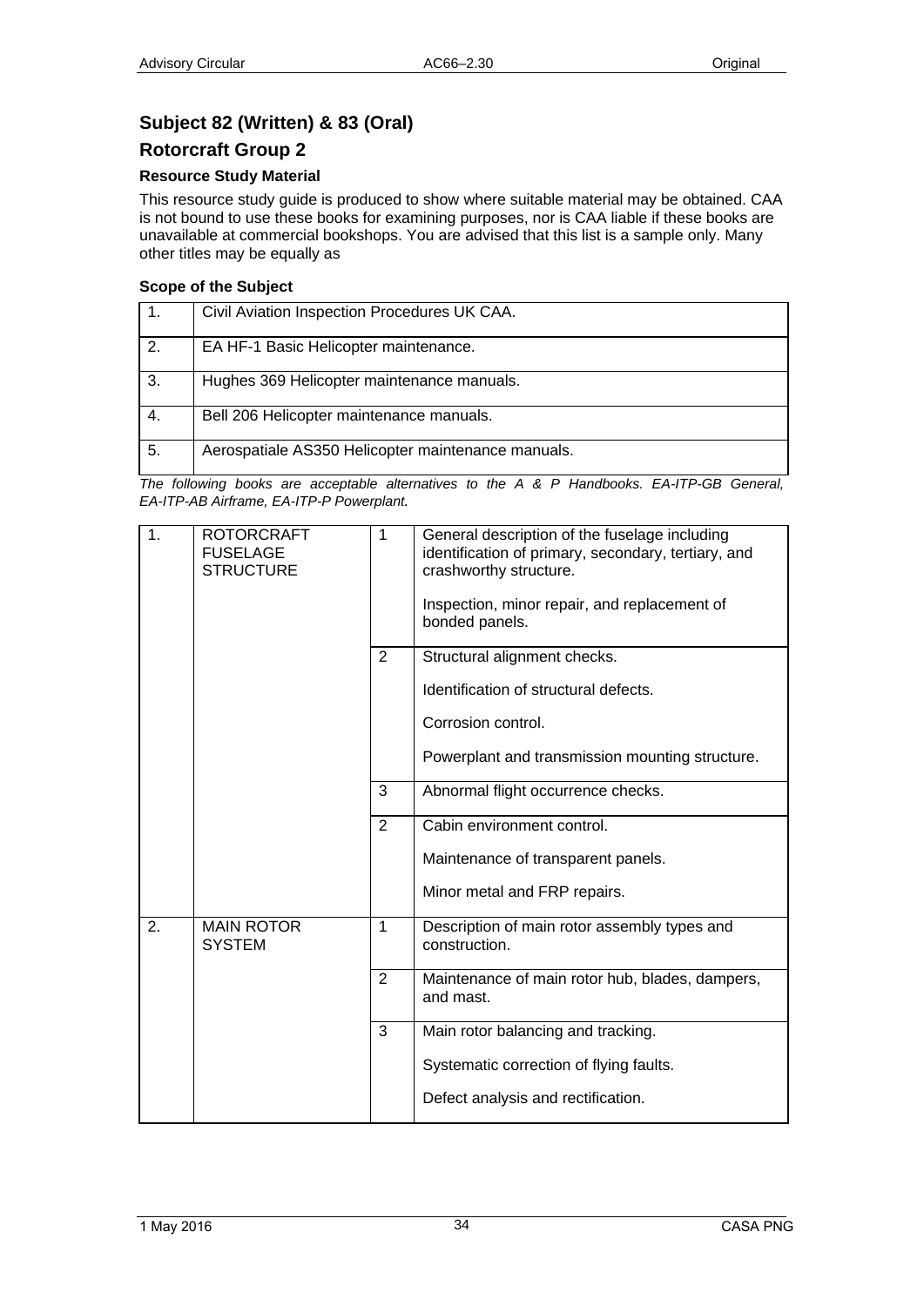## Subject 82 (Written) & 83 (Oral)

## Rotorcraft Group 2

### Resource Study Material

This resource study guide is produced to show where suitable material may be obtained. CAA is not bound to use these books for examining purposes, nor is CAA liable if these books are unavailable at commercial bookshops. You are advised that this list is a sample only. Many other titles may be equally as

### Scope of the Subject

| | |
|---|---|
| 1. | Civil Aviation Inspection Procedures UK CAA. |
| 2. | EA HF-1 Basic Helicopter maintenance. |
| 3. | Hughes 369 Helicopter maintenance manuals. |
| 4. | Bell 206 Helicopter maintenance manuals. |
| 5. | Aerospatiale AS350 Helicopter maintenance manuals. |

*The following books are acceptable alternatives to the A & P Handbooks. EA-ITP-GB General, EA-ITP-AB Airframe, EA-ITP-P Powerplant.*

| | | | |
|---|---|---|---|
| 1. | ROTORCRAFT FUSELAGE STRUCTURE | 1 | General description of the fuselage including identification of primary, secondary, tertiary, and crashworthy structure.<br><br>Inspection, minor repair, and replacement of bonded panels. |
| | | 2 | Structural alignment checks.<br><br>Identification of structural defects.<br><br>Corrosion control.<br><br>Powerplant and transmission mounting structure. |
| | | 3 | Abnormal flight occurrence checks. |
| | | 2 | Cabin environment control.<br><br>Maintenance of transparent panels.<br><br>Minor metal and FRP repairs. |
| 2. | MAIN ROTOR SYSTEM | 1 | Description of main rotor assembly types and construction. |
| | | 2 | Maintenance of main rotor hub, blades, dampers, and mast. |
| | | 3 | Main rotor balancing and tracking.<br><br>Systematic correction of flying faults.<br><br>Defect analysis and rectification. |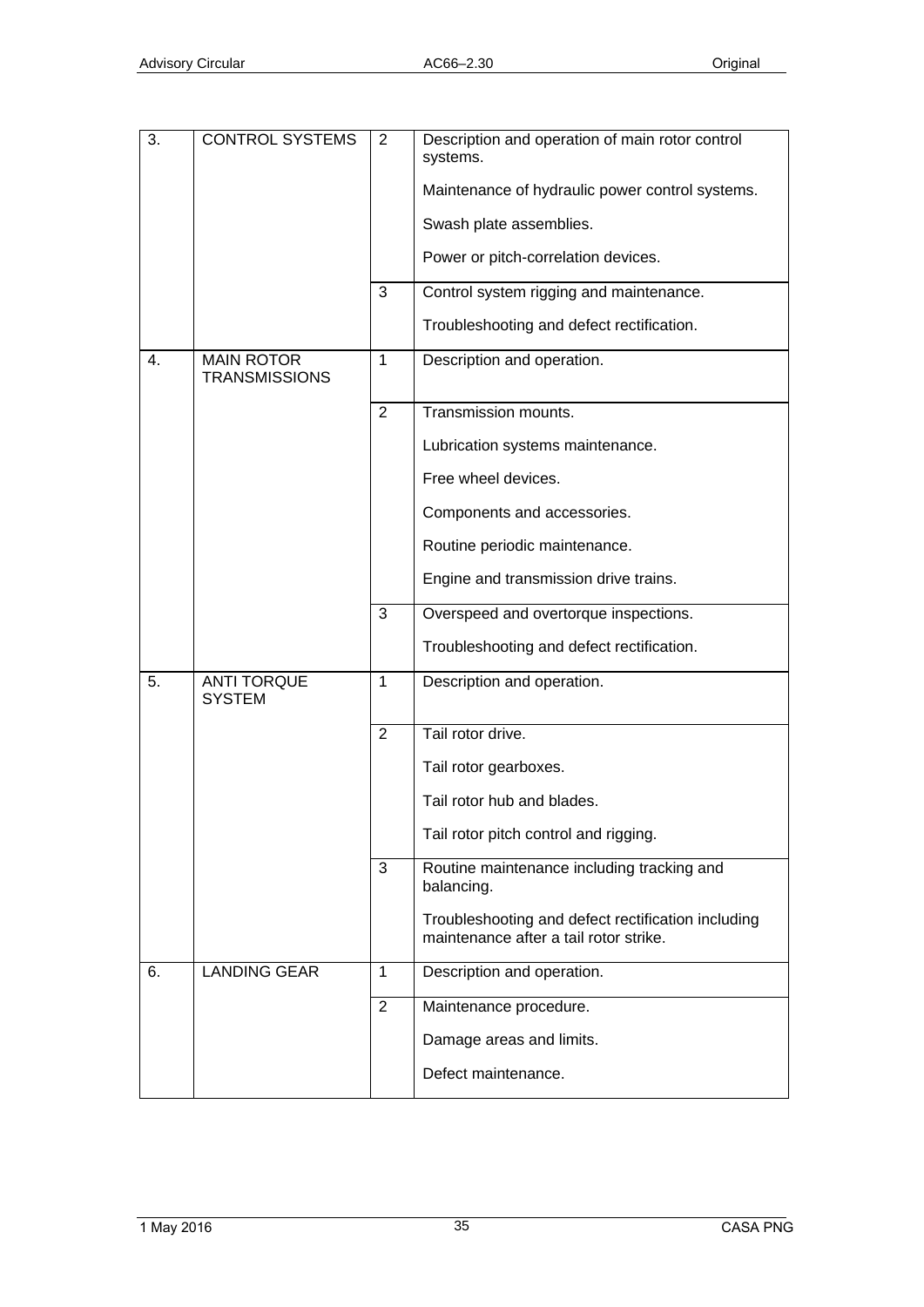| | | | |
|---|---|---|---|
| 3. | CONTROL SYSTEMS | 2 | Description and operation of main rotor control systems.<br><br>Maintenance of hydraulic power control systems.<br><br>Swash plate assemblies.<br><br>Power or pitch-correlation devices. |
| | | 3 | Control system rigging and maintenance.<br><br>Troubleshooting and defect rectification. |
| 4. | MAIN ROTOR TRANSMISSIONS | 1 | Description and operation. |
| | | 2 | Transmission mounts.<br><br>Lubrication systems maintenance.<br><br>Free wheel devices.<br><br>Components and accessories.<br><br>Routine periodic maintenance.<br><br>Engine and transmission drive trains. |
| | | 3 | Overspeed and overtorque inspections.<br><br>Troubleshooting and defect rectification. |
| 5. | ANTI TORQUE SYSTEM | 1 | Description and operation. |
| | | 2 | Tail rotor drive.<br><br>Tail rotor gearboxes.<br><br>Tail rotor hub and blades.<br><br>Tail rotor pitch control and rigging. |
| | | 3 | Routine maintenance including tracking and balancing.<br><br>Troubleshooting and defect rectification including maintenance after a tail rotor strike. |
| 6. | LANDING GEAR | 1 | Description and operation. |
| | | 2 | Maintenance procedure.<br><br>Damage areas and limits.<br><br>Defect maintenance. |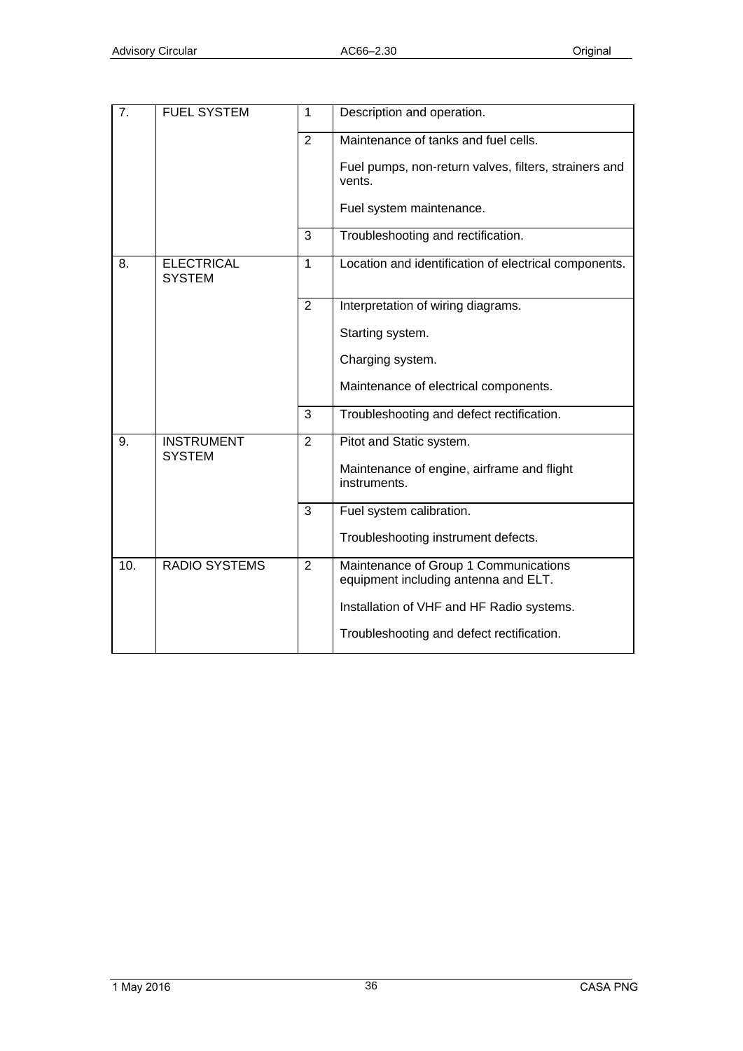| | | | |
|---|---|---|---|
| 7. | FUEL SYSTEM | 1 | Description and operation. |
| | | 2 | Maintenance of tanks and fuel cells.<br><br>Fuel pumps, non-return valves, filters, strainers and vents.<br><br>Fuel system maintenance. |
| | | 3 | Troubleshooting and rectification. |
| 8. | ELECTRICAL SYSTEM | 1 | Location and identification of electrical components. |
| | | 2 | Interpretation of wiring diagrams.<br><br>Starting system.<br><br>Charging system.<br><br>Maintenance of electrical components. |
| | | 3 | Troubleshooting and defect rectification. |
| 9. | INSTRUMENT SYSTEM | 2 | Pitot and Static system.<br><br>Maintenance of engine, airframe and flight instruments. |
| | | 3 | Fuel system calibration.<br><br>Troubleshooting instrument defects. |
| 10. | RADIO SYSTEMS | 2 | Maintenance of Group 1 Communications equipment including antenna and ELT.<br><br>Installation of VHF and HF Radio systems.<br><br>Troubleshooting and defect rectification. |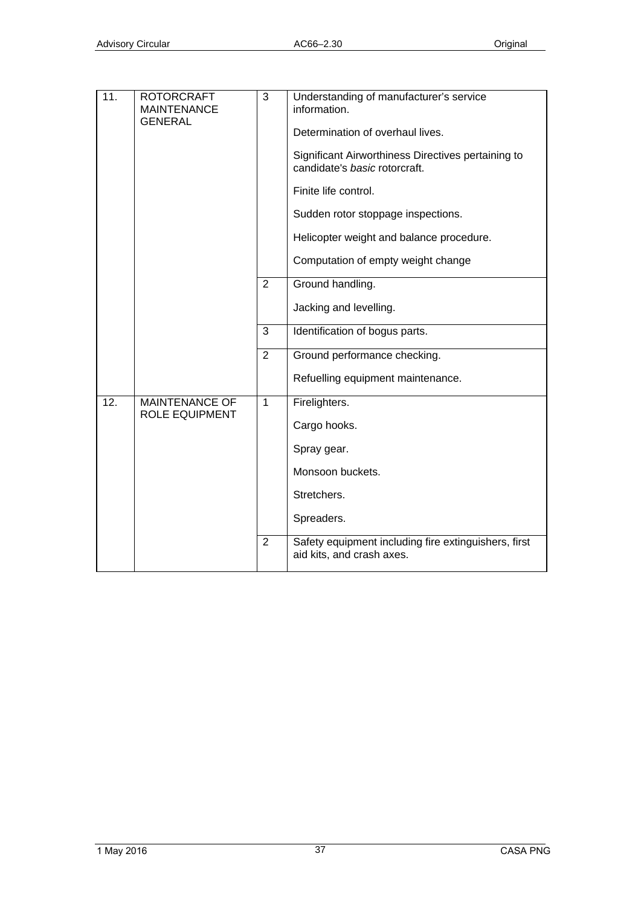| | | | |
|---|---|---|---|
| 11. | ROTORCRAFT MAINTENANCE GENERAL | 3 | Understanding of manufacturer's service information.<br><br>Determination of overhaul lives.<br><br>Significant Airworthiness Directives pertaining to candidate's *basic* rotorcraft.<br><br>Finite life control.<br><br>Sudden rotor stoppage inspections.<br><br>Helicopter weight and balance procedure.<br><br>Computation of empty weight change |
| | | 2 | Ground handling.<br><br>Jacking and levelling. |
| | | 3 | Identification of bogus parts. |
| | | 2 | Ground performance checking.<br><br>Refuelling equipment maintenance. |
| 12. | MAINTENANCE OF ROLE EQUIPMENT | 1 | Firelighters.<br><br>Cargo hooks.<br><br>Spray gear.<br><br>Monsoon buckets.<br><br>Stretchers.<br><br>Spreaders. |
| | | 2 | Safety equipment including fire extinguishers, first aid kits, and crash axes. |